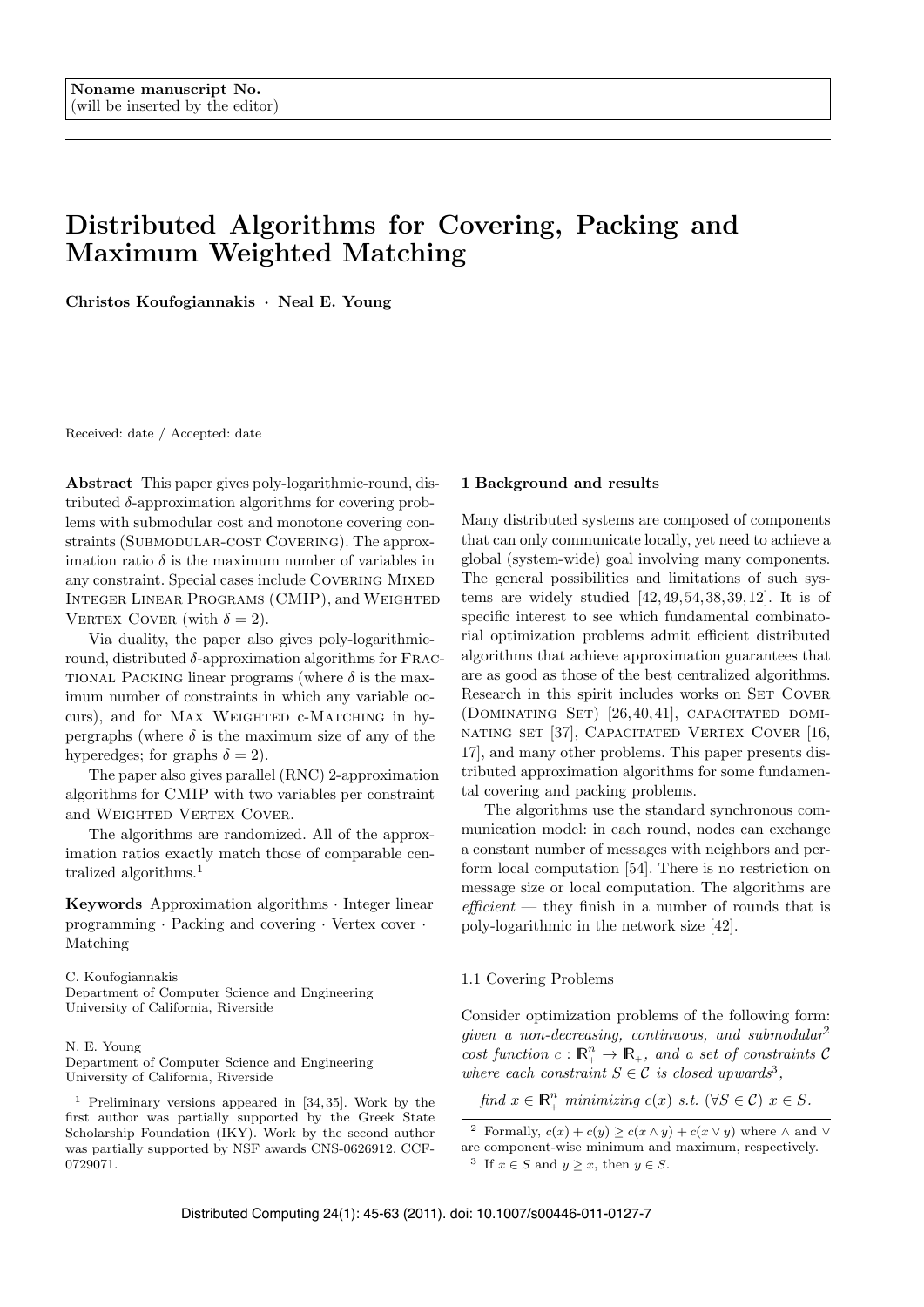Noname manuscript No.
(will be inserted by the editor)

# Distributed Algorithms for Covering, Packing and Maximum Weighted Matching

**Christos Koufogiannakis · Neal E. Young**

Received: date / Accepted: date

**Abstract** This paper gives poly-logarithmic-round, distributed $\delta$-approximation algorithms for covering problems with submodular cost and monotone covering constraints (SUBMODULAR-COST COVERING). The approximation ratio $\delta$ is the maximum number of variables in any constraint. Special cases include COVERING MIXED INTEGER LINEAR PROGRAMS (CMIP), and WEIGHTED VERTEX COVER (with $\delta = 2$).

Via duality, the paper also gives poly-logarithmic-round, distributed $\delta$-approximation algorithms for FRACTIONAL PACKING linear programs (where $\delta$ is the maximum number of constraints in which any variable occurs), and for MAX WEIGHTED c-MATCHING in hypergraphs (where $\delta$ is the maximum size of any of the hyperedges; for graphs $\delta = 2$).

The paper also gives parallel (RNC) 2-approximation algorithms for CMIP with two variables per constraint and WEIGHTED VERTEX COVER.

The algorithms are randomized. All of the approximation ratios exactly match those of comparable centralized algorithms.[1]

**Keywords** Approximation algorithms · Integer linear programming · Packing and covering · Vertex cover · Matching

C. Koufogiannakis
Department of Computer Science and Engineering
University of California, Riverside

N. E. Young
Department of Computer Science and Engineering
University of California, Riverside

[1] Preliminary versions appeared in [34,35]. Work by the first author was partially supported by the Greek State Scholarship Foundation (IKY). Work by the second author was partially supported by NSF awards CNS-0626912, CCF-0729071.

## 1 Background and results

Many distributed systems are composed of components that can only communicate locally, yet need to achieve a global (system-wide) goal involving many components. The general possibilities and limitations of such systems are widely studied [42,49,54,38,39,12]. It is of specific interest to see which fundamental combinatorial optimization problems admit efficient distributed algorithms that achieve approximation guarantees that are as good as those of the best centralized algorithms. Research in this spirit includes works on SET COVER (DOMINATING SET) [26,40,41], CAPACITATED DOMINATING SET [37], CAPACITATED VERTEX COVER [16, 17], and many other problems. This paper presents distributed approximation algorithms for some fundamental covering and packing problems.

The algorithms use the standard synchronous communication model: in each round, nodes can exchange a constant number of messages with neighbors and perform local computation [54]. There is no restriction on message size or local computation. The algorithms are *efficient* — they finish in a number of rounds that is poly-logarithmic in the network size [42].

### 1.1 Covering Problems

Consider optimization problems of the following form: *given a non-decreasing, continuous, and submodular*[2] *cost function* $c : \mathbb{R}^n_+ \to \mathbb{R}_+$*, and a set of constraints* $\mathcal{C}$ *where each constraint* $S \in \mathcal{C}$ *is closed upwards*[3]*,*

*find* $x \in \mathbb{R}^n_+$ *minimizing* $c(x)$ *s.t.* $(\forall S \in \mathcal{C})\ x \in S$.

[2] Formally, $c(x) + c(y) \geq c(x \wedge y) + c(x \vee y)$ where $\wedge$ and $\vee$ are component-wise minimum and maximum, respectively.

[3] If $x \in S$ and $y \geq x$, then $y \in S$.

Distributed Computing 24(1): 45-63 (2011). doi: 10.1007/s00446-011-0127-7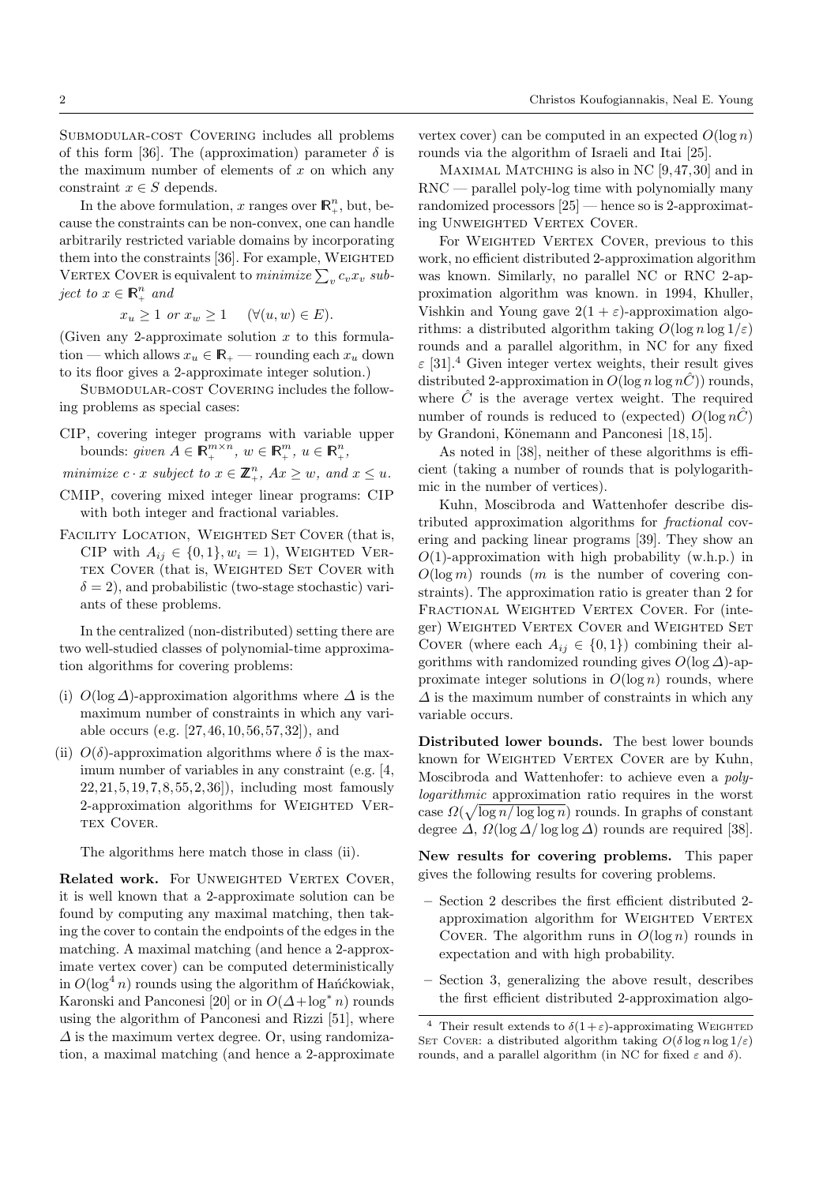Submodular-cost Covering includes all problems of this form [36]. The (approximation) parameter $\delta$ is the maximum number of elements of $x$ on which any constraint $x \in S$ depends.

In the above formulation, $x$ ranges over $\mathbb{R}_+^n$, but, because the constraints can be non-convex, one can handle arbitrarily restricted variable domains by incorporating them into the constraints [36]. For example, Weighted Vertex Cover is equivalent to *minimize* $\sum_v c_v x_v$ *subject to* $x \in \mathbb{R}_+^n$ *and*

$$x_u \geq 1 \text{ or } x_w \geq 1 \quad (\forall (u,w) \in E).$$

(Given any 2-approximate solution $x$ to this formulation — which allows $x_u \in \mathbb{R}_+$ — rounding each $x_u$ down to its floor gives a 2-approximate integer solution.)

Submodular-cost Covering includes the following problems as special cases:

CIP, covering integer programs with variable upper bounds: *given* $A \in \mathbb{R}_+^{m \times n}$, $w \in \mathbb{R}_+^m$, $u \in \mathbb{R}_+^n$, *minimize* $c \cdot x$ *subject to* $x \in \mathbb{Z}_+^n$, $Ax \geq w$, *and* $x \leq u$.

CMIP, covering mixed integer linear programs: CIP with both integer and fractional variables.

Facility Location, Weighted Set Cover (that is, CIP with $A_{ij} \in \{0,1\}, w_i = 1$), Weighted Vertex Cover (that is, Weighted Set Cover with $\delta = 2$), and probabilistic (two-stage stochastic) variants of these problems.

In the centralized (non-distributed) setting there are two well-studied classes of polynomial-time approximation algorithms for covering problems:

(i) $O(\log \Delta)$-approximation algorithms where $\Delta$ is the maximum number of constraints in which any variable occurs (e.g. [27,46,10,56,57,32]), and

(ii) $O(\delta)$-approximation algorithms where $\delta$ is the maximum number of variables in any constraint (e.g. [4, 22,21,5,19,7,8,55,2,36]), including most famously 2-approximation algorithms for Weighted Vertex Cover.

The algorithms here match those in class (ii).

**Related work.** For Unweighted Vertex Cover, it is well known that a 2-approximate solution can be found by computing any maximal matching, then taking the cover to contain the endpoints of the edges in the matching. A maximal matching (and hence a 2-approximate vertex cover) can be computed deterministically in $O(\log^4 n)$ rounds using the algorithm of Hańćkowiak, Karonski and Panconesi [20] or in $O(\Delta + \log^* n)$ rounds using the algorithm of Panconesi and Rizzi [51], where $\Delta$ is the maximum vertex degree. Or, using randomization, a maximal matching (and hence a 2-approximate vertex cover) can be computed in an expected $O(\log n)$ rounds via the algorithm of Israeli and Itai [25].

Maximal Matching is also in NC [9,47,30] and in RNC — parallel poly-log time with polynomially many randomized processors [25] — hence so is 2-approximating Unweighted Vertex Cover.

For Weighted Vertex Cover, previous to this work, no efficient distributed 2-approximation algorithm was known. Similarly, no parallel NC or RNC 2-approximation algorithm was known. in 1994, Khuller, Vishkin and Young gave $2(1+\varepsilon)$-approximation algorithms: a distributed algorithm taking $O(\log n \log 1/\varepsilon)$ rounds and a parallel algorithm, in NC for any fixed $\varepsilon$ [31].[4] Given integer vertex weights, their result gives distributed 2-approximation in $O(\log n \log n\hat{C})$ rounds, where $\hat{C}$ is the average vertex weight. The required number of rounds is reduced to (expected) $O(\log n\hat{C})$ by Grandoni, Könemann and Panconesi [18,15].

As noted in [38], neither of these algorithms is efficient (taking a number of rounds that is polylogarithmic in the number of vertices).

Kuhn, Moscibroda and Wattenhofer describe distributed approximation algorithms for *fractional* covering and packing linear programs [39]. They show an $O(1)$-approximation with high probability (w.h.p.) in $O(\log m)$ rounds ($m$ is the number of covering constraints). The approximation ratio is greater than 2 for Fractional Weighted Vertex Cover. For (integer) Weighted Vertex Cover and Weighted Set Cover (where each $A_{ij} \in \{0,1\}$) combining their algorithms with randomized rounding gives $O(\log \Delta)$-approximate integer solutions in $O(\log n)$ rounds, where $\Delta$ is the maximum number of constraints in which any variable occurs.

**Distributed lower bounds.** The best lower bounds known for Weighted Vertex Cover are by Kuhn, Moscibroda and Wattenhofer: to achieve even a *polylogarithmic* approximation ratio requires in the worst case $\Omega(\sqrt{\log n / \log\log n})$ rounds. In graphs of constant degree $\Delta$, $\Omega(\log \Delta / \log\log \Delta)$ rounds are required [38].

**New results for covering problems.** This paper gives the following results for covering problems.

- Section 2 describes the first efficient distributed 2-approximation algorithm for Weighted Vertex Cover. The algorithm runs in $O(\log n)$ rounds in expectation and with high probability.
- Section 3, generalizing the above result, describes the first efficient distributed 2-approximation algo-

[4] Their result extends to $\delta(1+\varepsilon)$-approximating Weighted Set Cover: a distributed algorithm taking $O(\delta \log n \log 1/\varepsilon)$ rounds, and a parallel algorithm (in NC for fixed $\varepsilon$ and $\delta$).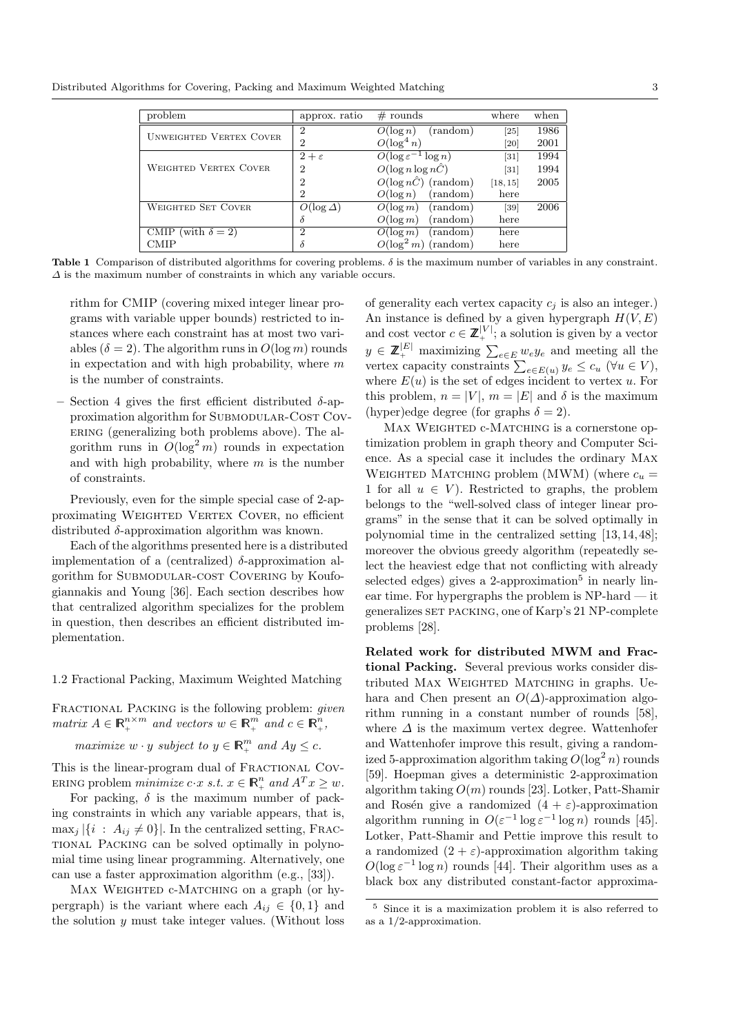| problem | approx. ratio | # rounds | where | when |
|---|---|---|---|---|
| Unweighted Vertex Cover | 2 | $O(\log n)$ (random) | [25] | 1986 |
| | 2 | $O(\log^4 n)$ | [20] | 2001 |
| Weighted Vertex Cover | $2+\varepsilon$ | $O(\log \varepsilon^{-1} \log n)$ | [31] | 1994 |
| | 2 | $O(\log n \log n\hat{C})$ | [31] | 1994 |
| | 2 | $O(\log n\hat{C})$ (random) | [18, 15] | 2005 |
| | 2 | $O(\log n)$ (random) | here | |
| Weighted Set Cover | $O(\log \Delta)$ | $O(\log m)$ (random) | [39] | 2006 |
| | $\delta$ | $O(\log m)$ (random) | here | |
| CMIP (with $\delta = 2$) | 2 | $O(\log m)$ (random) | here | |
| CMIP | $\delta$ | $O(\log^2 m)$ (random) | here | |

**Table 1** Comparison of distributed algorithms for covering problems. $\delta$ is the maximum number of variables in any constraint. $\Delta$ is the maximum number of constraints in which any variable occurs.

rithm for CMIP (covering mixed integer linear programs with variable upper bounds) restricted to instances where each constraint has at most two variables ($\delta = 2$). The algorithm runs in $O(\log m)$ rounds in expectation and with high probability, where $m$ is the number of constraints.

– Section 4 gives the first efficient distributed $\delta$-approximation algorithm for Submodular-Cost Covering (generalizing both problems above). The algorithm runs in $O(\log^2 m)$ rounds in expectation and with high probability, where $m$ is the number of constraints.

Previously, even for the simple special case of 2-approximating Weighted Vertex Cover, no efficient distributed $\delta$-approximation algorithm was known.

Each of the algorithms presented here is a distributed implementation of a (centralized) $\delta$-approximation algorithm for Submodular-cost Covering by Koufogiannakis and Young [36]. Each section describes how that centralized algorithm specializes for the problem in question, then describes an efficient distributed implementation.

### 1.2 Fractional Packing, Maximum Weighted Matching

Fractional Packing is the following problem: *given matrix $A \in \mathbb{R}_+^{n\times m}$ and vectors $w \in \mathbb{R}_+^m$ and $c \in \mathbb{R}_+^n$,*

*maximize $w \cdot y$ subject to $y \in \mathbb{R}_+^m$ and $Ay \le c$.*

This is the linear-program dual of Fractional Covering problem *minimize $c \cdot x$ s.t. $x \in \mathbb{R}_+^n$ and $A^T x \ge w$.*

For packing, $\delta$ is the maximum number of packing constraints in which any variable appears, that is, $\max_j |\{i : A_{ij} \neq 0\}|$. In the centralized setting, Fractional Packing can be solved optimally in polynomial time using linear programming. Alternatively, one can use a faster approximation algorithm (e.g., [33]).

Max Weighted c-Matching on a graph (or hypergraph) is the variant where each $A_{ij} \in \{0,1\}$ and the solution $y$ must take integer values. (Without loss of generality each vertex capacity $c_j$ is also an integer.) An instance is defined by a given hypergraph $H(V,E)$ and cost vector $c \in \mathbb{Z}_+^{|V|}$; a solution is given by a vector $y \in \mathbb{Z}_+^{|E|}$ maximizing $\sum_{e\in E} w_e y_e$ and meeting all the vertex capacity constraints $\sum_{e\in E(u)} y_e \le c_u$ ($\forall u \in V$), where $E(u)$ is the set of edges incident to vertex $u$. For this problem, $n = |V|$, $m = |E|$ and $\delta$ is the maximum (hyper)edge degree (for graphs $\delta = 2$).

Max Weighted c-Matching is a cornerstone optimization problem in graph theory and Computer Science. As a special case it includes the ordinary Max Weighted Matching problem (MWM) (where $c_u = 1$ for all $u \in V$). Restricted to graphs, the problem belongs to the "well-solved class of integer linear programs" in the sense that it can be solved optimally in polynomial time in the centralized setting [13, 14, 48]; moreover the obvious greedy algorithm (repeatedly select the heaviest edge that not conflicting with already selected edges) gives a 2-approximation[5] in nearly linear time. For hypergraphs the problem is NP-hard — it generalizes set packing, one of Karp's 21 NP-complete problems [28].

**Related work for distributed MWM and Fractional Packing.** Several previous works consider distributed Max Weighted Matching in graphs. Uehara and Chen present an $O(\Delta)$-approximation algorithm running in a constant number of rounds [58], where $\Delta$ is the maximum vertex degree. Wattenhofer and Wattenhofer improve this result, giving a randomized 5-approximation algorithm taking $O(\log^2 n)$ rounds [59]. Hoepman gives a deterministic 2-approximation algorithm taking $O(m)$ rounds [23]. Lotker, Patt-Shamir and Rosén give a randomized $(4+\varepsilon)$-approximation algorithm running in $O(\varepsilon^{-1} \log \varepsilon^{-1} \log n)$ rounds [45]. Lotker, Patt-Shamir and Pettie improve this result to a randomized $(2+\varepsilon)$-approximation algorithm taking $O(\log \varepsilon^{-1} \log n)$ rounds [44]. Their algorithm uses as a black box any distributed constant-factor approxima-

[5] Since it is a maximization problem it is also referred to as a 1/2-approximation.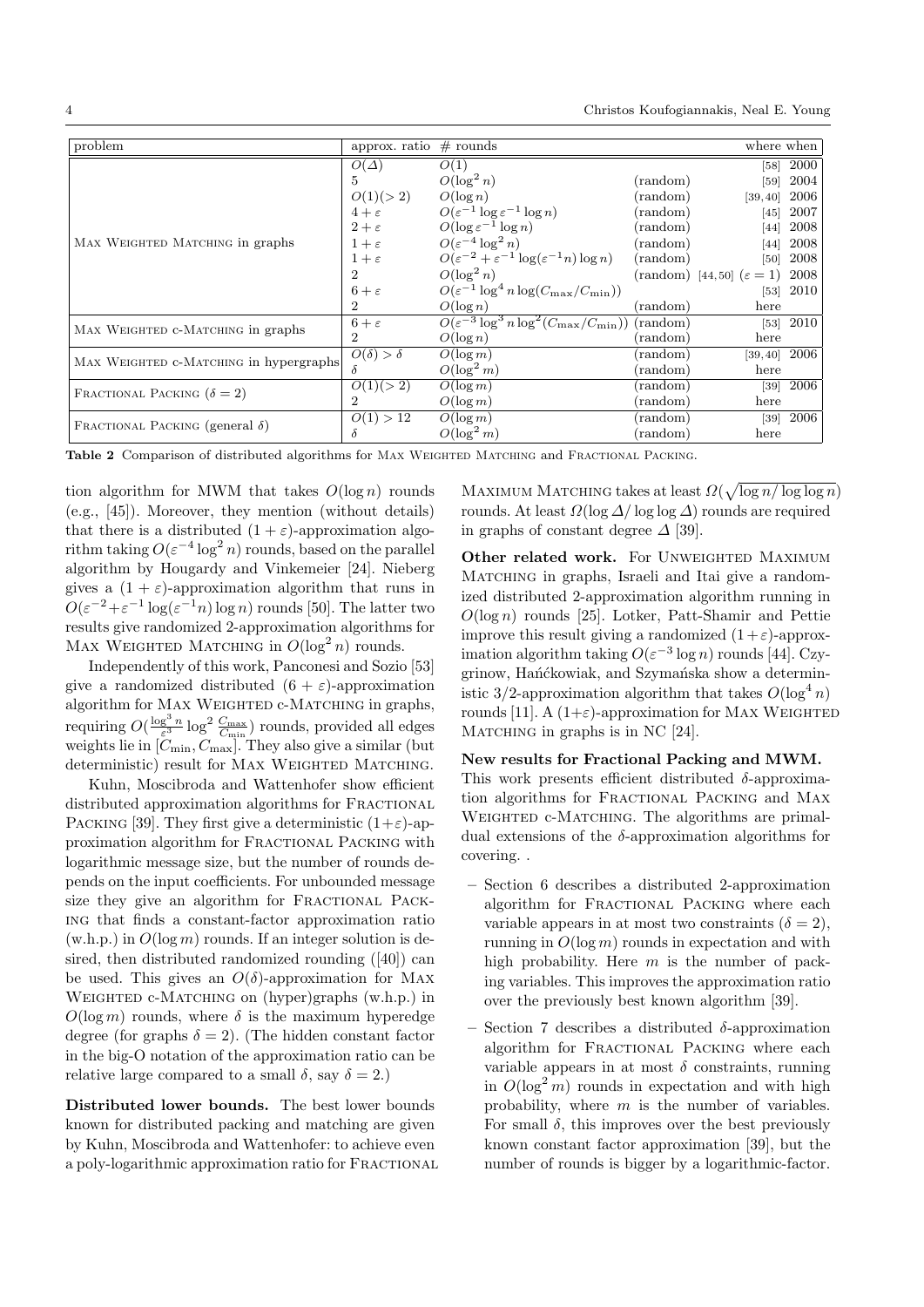| problem | approx. ratio | # rounds | | where | when |
|---|---|---|---|---|---|
| Max Weighted Matching in graphs | $O(\Delta)$ | $O(1)$ | | [58] | 2000 |
| | 5 | $O(\log^2 n)$ | (random) | [59] | 2004 |
| | $O(1)(>2)$ | $O(\log n)$ | (random) | [39, 40] | 2006 |
| | $4+\varepsilon$ | $O(\varepsilon^{-1}\log\varepsilon^{-1}\log n)$ | (random) | [45] | 2007 |
| | $2+\varepsilon$ | $O(\log\varepsilon^{-1}\log n)$ | (random) | [44] | 2008 |
| | $1+\varepsilon$ | $O(\varepsilon^{-4}\log^2 n)$ | (random) | [44] | 2008 |
| | $1+\varepsilon$ | $O(\varepsilon^{-2}+\varepsilon^{-1}\log(\varepsilon^{-1}n)\log n)$ | (random) | [50] | 2008 |
| | 2 | $O(\log^2 n)$ | (random) | [44, 50] ($\varepsilon=1$) | 2008 |
| | $6+\varepsilon$ | $O(\varepsilon^{-1}\log^4 n\log(C_{\max}/C_{\min}))$ | | [53] | 2010 |
| | 2 | $O(\log n)$ | (random) | here | |
| Max Weighted c-Matching in graphs | $6+\varepsilon$ | $O(\varepsilon^{-3}\log^3 n\log^2(C_{\max}/C_{\min}))$ | (random) | [53] | 2010 |
| | 2 | $O(\log n)$ | (random) | here | |
| Max Weighted c-Matching in hypergraphs | $O(\delta)>\delta$ | $O(\log m)$ | (random) | [39, 40] | 2006 |
| | $\delta$ | $O(\log^2 m)$ | (random) | here | |
| Fractional Packing ($\delta=2$) | $O(1)(>2)$ | $O(\log m)$ | (random) | [39] | 2006 |
| | 2 | $O(\log m)$ | (random) | here | |
| Fractional Packing (general $\delta$) | $O(1)>12$ | $O(\log m)$ | (random) | [39] | 2006 |
| | $\delta$ | $O(\log^2 m)$ | (random) | here | |

**Table 2** Comparison of distributed algorithms for Max Weighted Matching and Fractional Packing.

tion algorithm for MWM that takes $O(\log n)$ rounds (e.g., [45]). Moreover, they mention (without details) that there is a distributed $(1+\varepsilon)$-approximation algorithm taking $O(\varepsilon^{-4}\log^2 n)$ rounds, based on the parallel algorithm by Hougardy and Vinkemeier [24]. Nieberg gives a $(1+\varepsilon)$-approximation algorithm that runs in $O(\varepsilon^{-2}+\varepsilon^{-1}\log(\varepsilon^{-1}n)\log n)$ rounds [50]. The latter two results give randomized 2-approximation algorithms for Max Weighted Matching in $O(\log^2 n)$ rounds.

Independently of this work, Panconesi and Sozio [53] give a randomized distributed $(6+\varepsilon)$-approximation algorithm for Max Weighted c-Matching in graphs, requiring $O(\frac{\log^3 n}{\varepsilon^3}\log^2\frac{C_{\max}}{C_{\min}})$ rounds, provided all edges weights lie in $[C_{\min}, C_{\max}]$. They also give a similar (but deterministic) result for Max Weighted Matching.

Kuhn, Moscibroda and Wattenhofer show efficient distributed approximation algorithms for Fractional Packing [39]. They first give a deterministic $(1+\varepsilon)$-approximation algorithm for Fractional Packing with logarithmic message size, but the number of rounds depends on the input coefficients. For unbounded message size they give an algorithm for Fractional Packing that finds a constant-factor approximation ratio (w.h.p.) in $O(\log m)$ rounds. If an integer solution is desired, then distributed randomized rounding ([40]) can be used. This gives an $O(\delta)$-approximation for Max Weighted c-Matching on (hyper)graphs (w.h.p.) in $O(\log m)$ rounds, where $\delta$ is the maximum hyperedge degree (for graphs $\delta=2$). (The hidden constant factor in the big-O notation of the approximation ratio can be relative large compared to a small $\delta$, say $\delta=2$.)

**Distributed lower bounds.** The best lower bounds known for distributed packing and matching are given by Kuhn, Moscibroda and Wattenhofer: to achieve even a poly-logarithmic approximation ratio for Fractional Maximum Matching takes at least $\Omega(\sqrt{\log n/\log\log n})$ rounds. At least $\Omega(\log\Delta/\log\log\Delta)$ rounds are required in graphs of constant degree $\Delta$ [39].

**Other related work.** For Unweighted Maximum Matching in graphs, Israeli and Itai give a randomized distributed 2-approximation algorithm running in $O(\log n)$ rounds [25]. Lotker, Patt-Shamir and Pettie improve this result giving a randomized $(1+\varepsilon)$-approximation algorithm taking $O(\varepsilon^{-3}\log n)$ rounds [44]. Czygrinow, Hańćkowiak, and Szymańska show a deterministic 3/2-approximation algorithm that takes $O(\log^4 n)$ rounds [11]. A $(1+\varepsilon)$-approximation for Max Weighted Matching in graphs is in NC [24].

**New results for Fractional Packing and MWM.** This work presents efficient distributed $\delta$-approximation algorithms for Fractional Packing and Max Weighted c-Matching. The algorithms are primal-dual extensions of the $\delta$-approximation algorithms for covering. .

- Section 6 describes a distributed 2-approximation algorithm for Fractional Packing where each variable appears in at most two constraints ($\delta=2$), running in $O(\log m)$ rounds in expectation and with high probability. Here $m$ is the number of packing variables. This improves the approximation ratio over the previously best known algorithm [39].
- Section 7 describes a distributed $\delta$-approximation algorithm for Fractional Packing where each variable appears in at most $\delta$ constraints, running in $O(\log^2 m)$ rounds in expectation and with high probability, where $m$ is the number of variables. For small $\delta$, this improves over the best previously known constant factor approximation [39], but the number of rounds is bigger by a logarithmic-factor.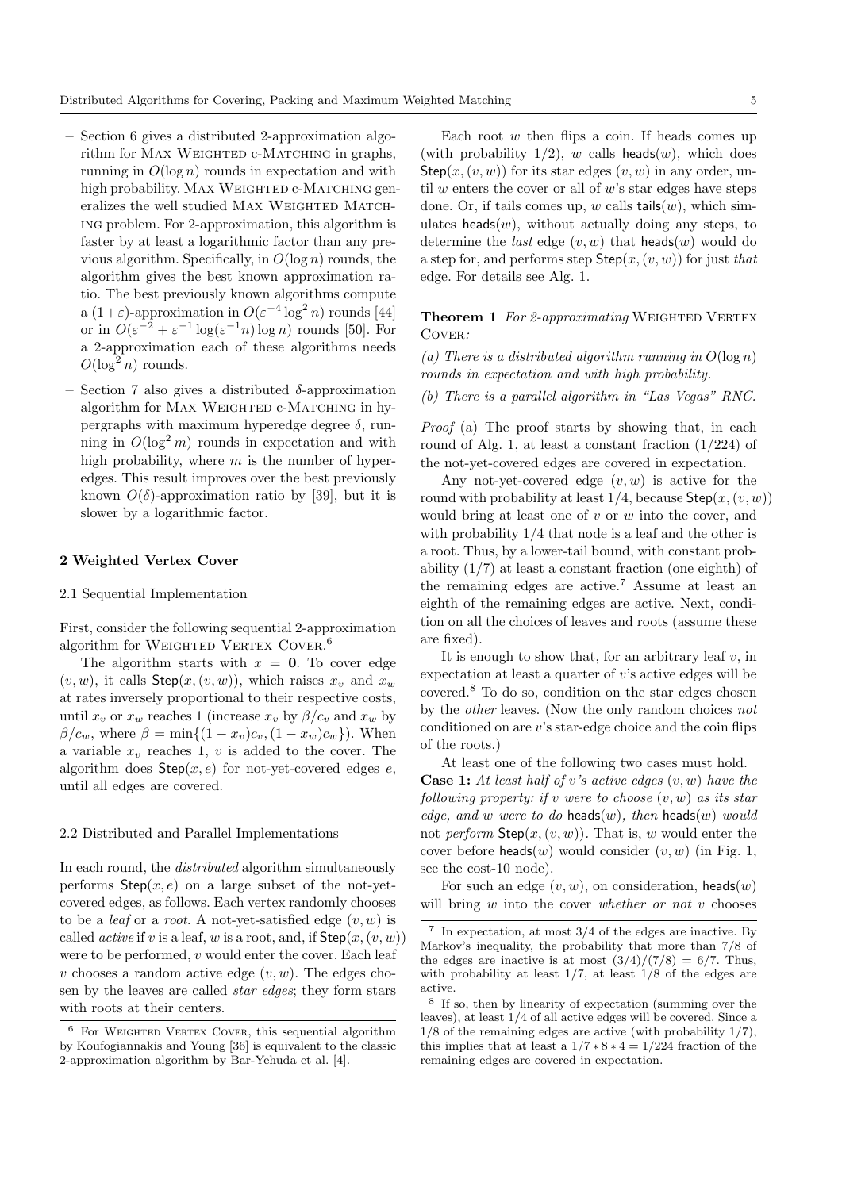– Section 6 gives a distributed 2-approximation algorithm for MAX WEIGHTED c-MATCHING in graphs, running in $O(\log n)$ rounds in expectation and with high probability. MAX WEIGHTED c-MATCHING generalizes the well studied MAX WEIGHTED MATCHING problem. For 2-approximation, this algorithm is faster by at least a logarithmic factor than any previous algorithm. Specifically, in $O(\log n)$ rounds, the algorithm gives the best known approximation ratio. The best previously known algorithms compute a $(1+\varepsilon)$-approximation in $O(\varepsilon^{-4}\log^2 n)$ rounds [44] or in $O(\varepsilon^{-2} + \varepsilon^{-1}\log(\varepsilon^{-1}n)\log n)$ rounds [50]. For a 2-approximation each of these algorithms needs $O(\log^2 n)$ rounds.

– Section 7 also gives a distributed $\delta$-approximation algorithm for MAX WEIGHTED c-MATCHING in hypergraphs with maximum hyperedge degree $\delta$, running in $O(\log^2 m)$ rounds in expectation and with high probability, where $m$ is the number of hyperedges. This result improves over the best previously known $O(\delta)$-approximation ratio by [39], but it is slower by a logarithmic factor.

## 2 Weighted Vertex Cover

### 2.1 Sequential Implementation

First, consider the following sequential 2-approximation algorithm for WEIGHTED VERTEX COVER.[6]

The algorithm starts with $x = \mathbf{0}$. To cover edge $(v,w)$, it calls $\mathsf{Step}(x,(v,w))$, which raises $x_v$ and $x_w$ at rates inversely proportional to their respective costs, until $x_v$ or $x_w$ reaches 1 (increase $x_v$ by $\beta/c_v$ and $x_w$ by $\beta/c_w$, where $\beta = \min\{(1-x_v)c_v, (1-x_w)c_w\}$). When a variable $x_v$ reaches 1, $v$ is added to the cover. The algorithm does $\mathsf{Step}(x,e)$ for not-yet-covered edges $e$, until all edges are covered.

### 2.2 Distributed and Parallel Implementations

In each round, the *distributed* algorithm simultaneously performs $\mathsf{Step}(x,e)$ on a large subset of the not-yet-covered edges, as follows. Each vertex randomly chooses to be a *leaf* or a *root*. A not-yet-satisfied edge $(v,w)$ is called *active* if $v$ is a leaf, $w$ is a root, and, if $\mathsf{Step}(x,(v,w))$ were to be performed, $v$ would enter the cover. Each leaf $v$ chooses a random active edge $(v,w)$. The edges chosen by the leaves are called *star edges*; they form stars with roots at their centers.

Each root $w$ then flips a coin. If heads comes up (with probability 1/2), $w$ calls $\mathsf{heads}(w)$, which does $\mathsf{Step}(x,(v,w))$ for its star edges $(v,w)$ in any order, until $w$ enters the cover or all of $w$'s star edges have steps done. Or, if tails comes up, $w$ calls $\mathsf{tails}(w)$, which simulates $\mathsf{heads}(w)$, without actually doing any steps, to determine the *last* edge $(v,w)$ that $\mathsf{heads}(w)$ would do a step for, and performs step $\mathsf{Step}(x,(v,w))$ for just *that* edge. For details see Alg. 1.

**Theorem 1** *For 2-approximating* WEIGHTED VERTEX COVER*:*

*(a) There is a distributed algorithm running in $O(\log n)$ rounds in expectation and with high probability.*

*(b) There is a parallel algorithm in "Las Vegas" RNC.*

*Proof* (a) The proof starts by showing that, in each round of Alg. 1, at least a constant fraction (1/224) of the not-yet-covered edges are covered in expectation.

Any not-yet-covered edge $(v,w)$ is active for the round with probability at least 1/4, because $\mathsf{Step}(x,(v,w))$ would bring at least one of $v$ or $w$ into the cover, and with probability 1/4 that node is a leaf and the other is a root. Thus, by a lower-tail bound, with constant probability (1/7) at least a constant fraction (one eighth) of the remaining edges are active.[7] Assume at least an eighth of the remaining edges are active. Next, condition on all the choices of leaves and roots (assume these are fixed).

It is enough to show that, for an arbitrary leaf $v$, in expectation at least a quarter of $v$'s active edges will be covered.[8] To do so, condition on the star edges chosen by the *other* leaves. (Now the only random choices *not* conditioned on are $v$'s star-edge choice and the coin flips of the roots.)

At least one of the following two cases must hold.

**Case 1:** *At least half of $v$'s active edges $(v,w)$ have the following property: if $v$ were to choose $(v,w)$ as its star edge, and $w$ were to do $\mathsf{heads}(w)$, then $\mathsf{heads}(w)$ would not perform $\mathsf{Step}(x,(v,w))$.* That is, $w$ would enter the cover before $\mathsf{heads}(w)$ would consider $(v,w)$ (in Fig. 1, see the cost-10 node).

For such an edge $(v,w)$, on consideration, $\mathsf{heads}(w)$ will bring $w$ into the cover *whether or not* $v$ chooses

---

[6] For WEIGHTED VERTEX COVER, this sequential algorithm by Koufogiannakis and Young [36] is equivalent to the classic 2-approximation algorithm by Bar-Yehuda et al. [4].

[7] In expectation, at most 3/4 of the edges are inactive. By Markov's inequality, the probability that more than 7/8 of the edges are inactive is at most $(3/4)/(7/8) = 6/7$. Thus, with probability at least 1/7, at least 1/8 of the edges are active.

[8] If so, then by linearity of expectation (summing over the leaves), at least 1/4 of all active edges will be covered. Since a 1/8 of the remaining edges are active (with probability 1/7), this implies that at least a $1/7 * 8 * 4 = 1/224$ fraction of the remaining edges are covered in expectation.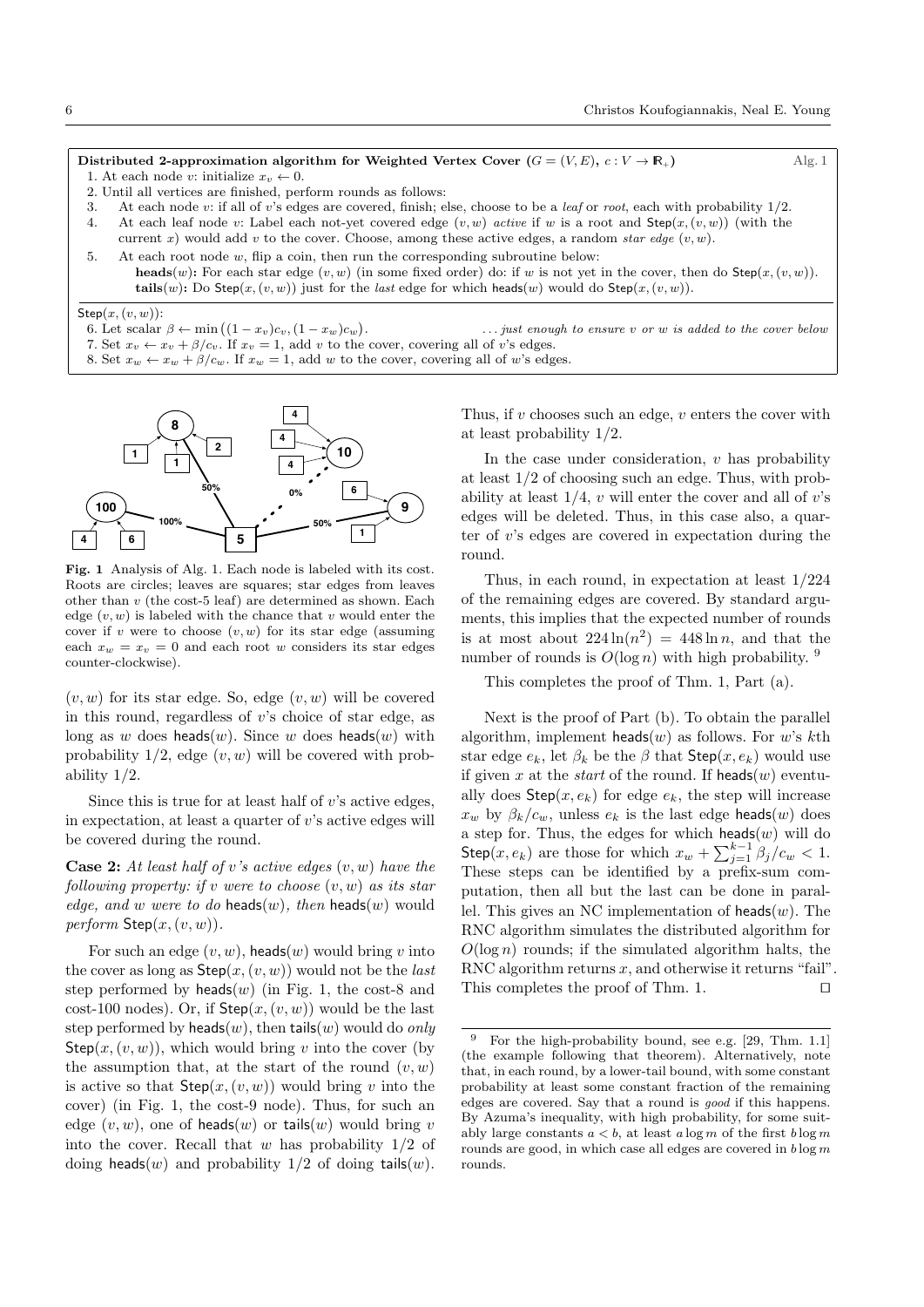**Distributed 2-approximation algorithm for Weighted Vertex Cover ($G = (V, E)$, $c : V \to \mathbb{R}_+$)** Alg. 1

1. At each node $v$: initialize $x_v \leftarrow 0$.
2. Until all vertices are finished, perform rounds as follows:
3. At each node $v$: if all of $v$'s edges are covered, finish; else, choose to be a *leaf* or *root*, each with probability 1/2.
4. At each leaf node $v$: Label each not-yet covered edge $(v, w)$ *active* if $w$ is a root and $\mathsf{Step}(x, (v, w))$ (with the current $x$) would add $v$ to the cover. Choose, among these active edges, a random *star edge* $(v, w)$.
5. At each root node $w$, flip a coin, then run the corresponding subroutine below:
   **heads**($w$)**:** For each star edge $(v, w)$ (in some fixed order) do: if $w$ is not yet in the cover, then do $\mathsf{Step}(x, (v, w))$.
   **tails**($w$)**:** Do $\mathsf{Step}(x, (v, w))$ just for the *last* edge for which $\mathsf{heads}(w)$ would do $\mathsf{Step}(x, (v, w))$.

$\mathsf{Step}(x, (v, w))$:

6. Let scalar $\beta \leftarrow \min\big((1 - x_v)c_v, (1 - x_w)c_w\big)$. *... just enough to ensure v or w is added to the cover below*
7. Set $x_v \leftarrow x_v + \beta/c_v$. If $x_v = 1$, add $v$ to the cover, covering all of $v$'s edges.
8. Set $x_w \leftarrow x_w + \beta/c_w$. If $x_w = 1$, add $w$ to the cover, covering all of $w$'s edges.

**Fig. 1** Analysis of Alg. 1. Each node is labeled with its cost. Roots are circles; leaves are squares; star edges from leaves other than $v$ (the cost-5 leaf) are determined as shown. Each edge $(v, w)$ is labeled with the chance that $v$ would enter the cover if $v$ were to choose $(v, w)$ for its star edge (assuming each $x_w = x_v = 0$ and each root $w$ considers its star edges counter-clockwise).

$(v, w)$ for its star edge. So, edge $(v, w)$ will be covered in this round, regardless of $v$'s choice of star edge, as long as $w$ does $\mathsf{heads}(w)$. Since $w$ does $\mathsf{heads}(w)$ with probability 1/2, edge $(v, w)$ will be covered with probability 1/2.

Since this is true for at least half of $v$'s active edges, in expectation, at least a quarter of $v$'s active edges will be covered during the round.

**Case 2:** *At least half of v's active edges $(v, w)$ have the following property: if v were to choose $(v, w)$ as its star edge, and w were to do* $\mathsf{heads}(w)$*, then* $\mathsf{heads}(w)$ *would perform* $\mathsf{Step}(x, (v, w))$.

For such an edge $(v, w)$, $\mathsf{heads}(w)$ would bring $v$ into the cover as long as $\mathsf{Step}(x, (v, w))$ would not be the *last* step performed by $\mathsf{heads}(w)$ (in Fig. 1, the cost-8 and cost-100 nodes). Or, if $\mathsf{Step}(x, (v, w))$ would be the last step performed by $\mathsf{heads}(w)$, then $\mathsf{tails}(w)$ would do *only* $\mathsf{Step}(x, (v, w))$, which would bring $v$ into the cover (by the assumption that, at the start of the round $(v, w)$ is active so that $\mathsf{Step}(x, (v, w))$ would bring $v$ into the cover) (in Fig. 1, the cost-9 node). Thus, for such an edge $(v, w)$, one of $\mathsf{heads}(w)$ or $\mathsf{tails}(w)$ would bring $v$ into the cover. Recall that $w$ has probability 1/2 of doing $\mathsf{heads}(w)$ and probability 1/2 of doing $\mathsf{tails}(w)$. Thus, if $v$ chooses such an edge, $v$ enters the cover with at least probability 1/2.

In the case under consideration, $v$ has probability at least 1/2 of choosing such an edge. Thus, with probability at least 1/4, $v$ will enter the cover and all of $v$'s edges will be deleted. Thus, in this case also, a quarter of $v$'s edges are covered in expectation during the round.

Thus, in each round, in expectation at least 1/224 of the remaining edges are covered. By standard arguments, this implies that the expected number of rounds is at most about $224 \ln(n^2) = 448 \ln n$, and that the number of rounds is $O(\log n)$ with high probability. [9]

This completes the proof of Thm. 1, Part (a).

Next is the proof of Part (b). To obtain the parallel algorithm, implement $\mathsf{heads}(w)$ as follows. For $w$'s $k$th star edge $e_k$, let $\beta_k$ be the $\beta$ that $\mathsf{Step}(x, e_k)$ would use if given $x$ at the *start* of the round. If $\mathsf{heads}(w)$ eventually does $\mathsf{Step}(x, e_k)$ for edge $e_k$, the step will increase $x_w$ by $\beta_k/c_w$, unless $e_k$ is the last edge $\mathsf{heads}(w)$ does a step for. Thus, the edges for which $\mathsf{heads}(w)$ will do $\mathsf{Step}(x, e_k)$ are those for which $x_w + \sum_{j=1}^{k-1} \beta_j / c_w < 1$. These steps can be identified by a prefix-sum computation, then all but the last can be done in parallel. This gives an NC implementation of $\mathsf{heads}(w)$. The RNC algorithm simulates the distributed algorithm for $O(\log n)$ rounds; if the simulated algorithm halts, the RNC algorithm returns $x$, and otherwise it returns "fail". This completes the proof of Thm. 1. ⊓⊔

[9] For the high-probability bound, see e.g. [29, Thm. 1.1] (the example following that theorem). Alternatively, note that, in each round, by a lower-tail bound, with some constant probability at least some constant fraction of the remaining edges are covered. Say that a round is *good* if this happens. By Azuma's inequality, with high probability, for some suitably large constants $a < b$, at least $a \log m$ of the first $b \log m$ rounds are good, in which case all edges are covered in $b \log m$ rounds.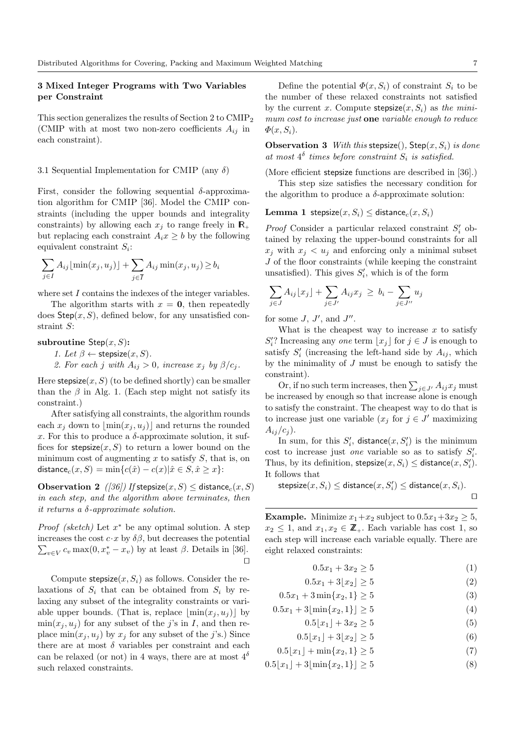## 3 Mixed Integer Programs with Two Variables per Constraint

This section generalizes the results of Section 2 to CMIP$_2$ (CMIP with at most two non-zero coefficients $A_{ij}$ in each constraint).

### 3.1 Sequential Implementation for CMIP (any $\delta$)

First, consider the following sequential $\delta$-approximation algorithm for CMIP [36]. Model the CMIP constraints (including the upper bounds and integrality constraints) by allowing each $x_j$ to range freely in $\mathbb{R}_+$ but replacing each constraint $A_i x \geq b$ by the following equivalent constraint $S_i$:

$$\sum_{j \in I} A_{ij} \lfloor \min(x_j, u_j) \rfloor + \sum_{j \in \overline{I}} A_{ij} \min(x_j, u_j) \geq b_i$$

where set $I$ contains the indexes of the integer variables.

The algorithm starts with $x = \mathbf{0}$, then repeatedly does $\mathsf{Step}(x, S)$, defined below, for any unsatisfied constraint $S$:

**subroutine** $\mathsf{Step}(x, S)$**:**

*1. Let* $\beta \leftarrow \mathsf{stepsize}(x, S)$.
*2. For each* $j$ *with* $A_{ij} > 0$*, increase* $x_j$ *by* $\beta / c_j$.

Here $\mathsf{stepsize}(x, S)$ (to be defined shortly) can be smaller than the $\beta$ in Alg. 1. (Each step might not satisfy its constraint.)

After satisfying all constraints, the algorithm rounds each $x_j$ down to $\lfloor \min(x_j, u_j) \rfloor$ and returns the rounded $x$. For this to produce a $\delta$-approximate solution, it suffices for $\mathsf{stepsize}(x, S)$ to return a lower bound on the minimum cost of augmenting $x$ to satisfy $S$, that is, on $\mathsf{distance}_c(x, S) = \min\{c(\hat{x}) - c(x) | \hat{x} \in S, \hat{x} \geq x\}$:

**Observation 2** *([36]) If* $\mathsf{stepsize}(x, S) \leq \mathsf{distance}_c(x, S)$ *in each step, and the algorithm above terminates, then it returns a* $\delta$*-approximate solution.*

*Proof (sketch)* Let $x^*$ be any optimal solution. A step increases the cost $c \cdot x$ by $\delta\beta$, but decreases the potential $\sum_{v \in V} c_v \max(0, x_v^* - x_v)$ by at least $\beta$. Details in [36]. $\square$

Compute $\mathsf{stepsize}(x, S_i)$ as follows. Consider the relaxations of $S_i$ that can be obtained from $S_i$ by relaxing any subset of the integrality constraints or variable upper bounds. (That is, replace $\lfloor \min(x_j, u_j) \rfloor$ by $\min(x_j, u_j)$ for any subset of the $j$'s in $I$, and then replace $\min(x_j, u_j)$ by $x_j$ for any subset of the $j$'s.) Since there are at most $\delta$ variables per constraint and each can be relaxed (or not) in 4 ways, there are at most $4^\delta$ such relaxed constraints.

Define the potential $\Phi(x, S_i)$ of constraint $S_i$ to be the number of these relaxed constraints not satisfied by the current $x$. Compute $\mathsf{stepsize}(x, S_i)$ as *the minimum cost to increase just* **one** *variable enough to reduce* $\Phi(x, S_i)$.

**Observation 3** *With this* $\mathsf{stepsize}()$*,* $\mathsf{Step}(x, S_i)$ *is done at most* $4^\delta$ *times before constraint* $S_i$ *is satisfied.*

(More efficient $\mathsf{stepsize}$ functions are described in [36].)

This step size satisfies the necessary condition for the algorithm to produce a $\delta$-approximate solution:

**Lemma 1** $\mathsf{stepsize}(x, S_i) \leq \mathsf{distance}_c(x, S_i)$

*Proof* Consider a particular relaxed constraint $S_i'$ obtained by relaxing the upper-bound constraints for all $x_j$ with $x_j < u_j$ and enforcing only a minimal subset $J$ of the floor constraints (while keeping the constraint unsatisfied). This gives $S_i'$, which is of the form

$$\sum_{j \in J} A_{ij} \lfloor x_j \rfloor + \sum_{j \in J'} A_{ij} x_j \ \geq \ b_i - \sum_{j \in J''} u_j$$

for some $J$, $J'$, and $J''$.

What is the cheapest way to increase $x$ to satisfy $S_i'$? Increasing any *one* term $\lfloor x_j \rfloor$ for $j \in J$ is enough to satisfy $S_i'$ (increasing the left-hand side by $A_{ij}$, which by the minimality of $J$ must be enough to satisfy the constraint).

Or, if no such term increases, then $\sum_{j \in J'} A_{ij} x_j$ must be increased by enough so that increase alone is enough to satisfy the constraint. The cheapest way to do that is to increase just one variable ($x_j$ for $j \in J'$ maximizing $A_{ij}/c_j$).

In sum, for this $S_i'$, $\mathsf{distance}(x, S_i')$ is the minimum cost to increase just *one* variable so as to satisfy $S_i'$. Thus, by its definition, $\mathsf{stepsize}(x, S_i) \leq \mathsf{distance}(x, S_i')$. It follows that

$$\mathsf{stepsize}(x, S_i) \leq \mathsf{distance}(x, S_i') \leq \mathsf{distance}(x, S_i).$$

$\square$

**Example.** Minimize $x_1 + x_2$ subject to $0.5x_1 + 3x_2 \geq 5$, $x_2 \leq 1$, and $x_1, x_2 \in \mathbb{Z}_+$. Each variable has cost 1, so each step will increase each variable equally. There are eight relaxed constraints:

$$0.5x_1 + 3x_2 \geq 5 \tag{1}$$

$$0.5x_1 + 3\lfloor x_2 \rfloor \geq 5 \tag{2}$$

$$0.5x_1 + 3\min\{x_2, 1\} \geq 5 \tag{3}$$

$$0.5x_1 + 3\lfloor \min\{x_2, 1\} \rfloor \geq 5 \tag{4}$$

$$0.5\lfloor x_1 \rfloor + 3x_2 \geq 5 \tag{5}$$

$$0.5\lfloor x_1 \rfloor + 3\lfloor x_2 \rfloor \geq 5 \tag{6}$$

$$0.5\lfloor x_1 \rfloor + \min\{x_2, 1\} \geq 5 \tag{7}$$

$$0.5\lfloor x_1 \rfloor + 3\lfloor \min\{x_2, 1\} \rfloor \geq 5 \tag{8}$$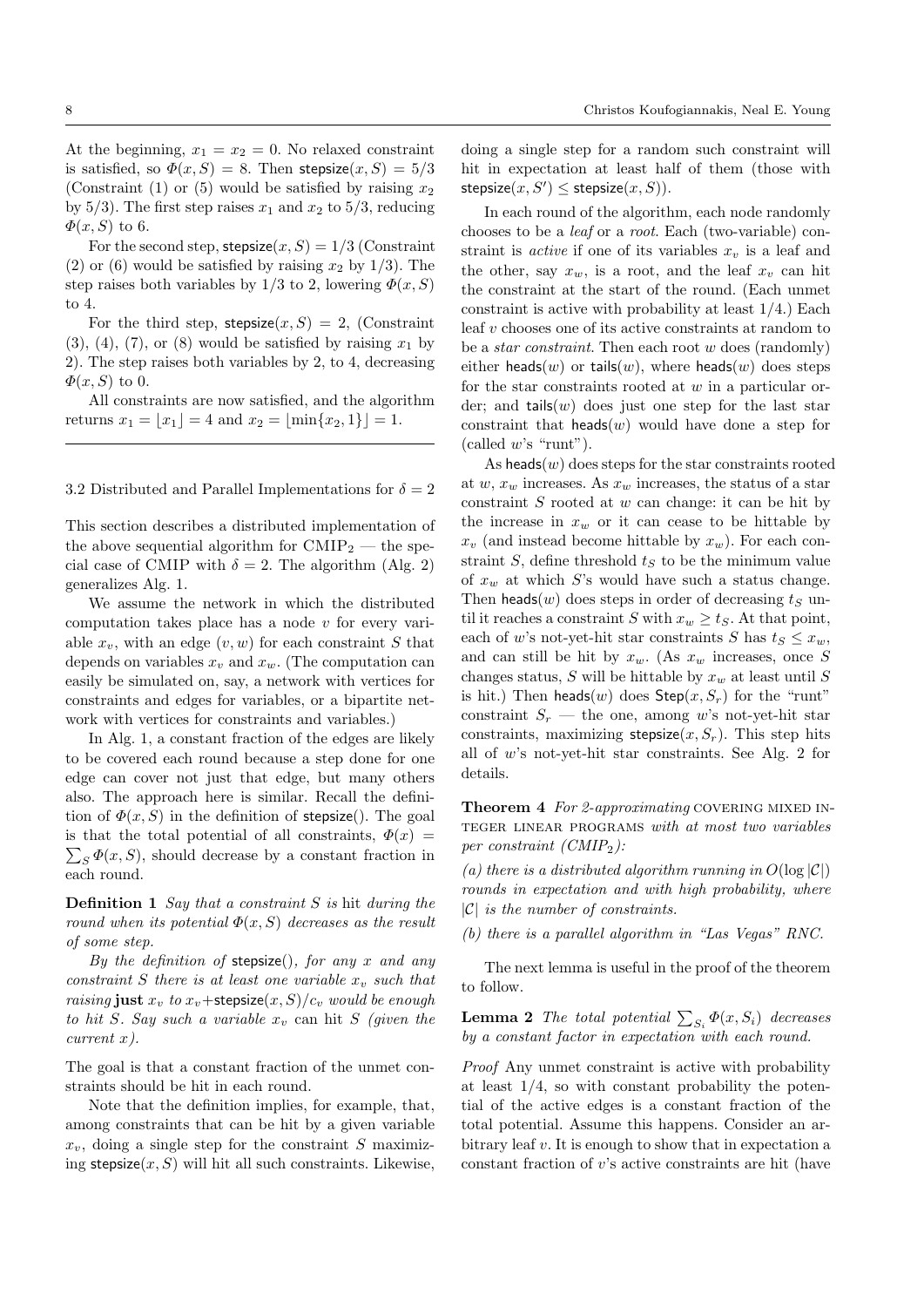At the beginning, $x_1 = x_2 = 0$. No relaxed constraint is satisfied, so $\Phi(x, S) = 8$. Then $\mathsf{stepsize}(x, S) = 5/3$ (Constraint (1) or (5) would be satisfied by raising $x_2$ by $5/3$). The first step raises $x_1$ and $x_2$ to $5/3$, reducing $\Phi(x, S)$ to 6.

For the second step, $\mathsf{stepsize}(x, S) = 1/3$ (Constraint (2) or (6) would be satisfied by raising $x_2$ by $1/3$). The step raises both variables by $1/3$ to 2, lowering $\Phi(x, S)$ to 4.

For the third step, $\mathsf{stepsize}(x, S) = 2$, (Constraint (3), (4), (7), or (8) would be satisfied by raising $x_1$ by 2). The step raises both variables by 2, to 4, decreasing $\Phi(x, S)$ to 0.

All constraints are now satisfied, and the algorithm returns $x_1 = \lfloor x_1 \rfloor = 4$ and $x_2 = \lfloor \min\{x_2, 1\} \rfloor = 1$.

---

### 3.2 Distributed and Parallel Implementations for $\delta = 2$

This section describes a distributed implementation of the above sequential algorithm for $\text{CMIP}_2$ — the special case of CMIP with $\delta = 2$. The algorithm (Alg. 2) generalizes Alg. 1.

We assume the network in which the distributed computation takes place has a node $v$ for every variable $x_v$, with an edge $(v, w)$ for each constraint $S$ that depends on variables $x_v$ and $x_w$. (The computation can easily be simulated on, say, a network with vertices for constraints and edges for variables, or a bipartite network with vertices for constraints and variables.)

In Alg. 1, a constant fraction of the edges are likely to be covered each round because a step done for one edge can cover not just that edge, but many others also. The approach here is similar. Recall the definition of $\Phi(x, S)$ in the definition of $\mathsf{stepsize}()$. The goal is that the total potential of all constraints, $\Phi(x) = \sum_S \Phi(x, S)$, should decrease by a constant fraction in each round.

**Definition 1** *Say that a constraint $S$ is* hit *during the round when its potential $\Phi(x, S)$ decreases as the result of some step.*

*By the definition of $\mathsf{stepsize}()$, for any $x$ and any constraint $S$ there is at least one variable $x_v$ such that raising* **just** *$x_v$ to $x_v + \mathsf{stepsize}(x, S)/c_v$ would be enough to hit $S$. Say such a variable $x_v$* can hit *$S$ (given the current $x$).*

The goal is that a constant fraction of the unmet constraints should be hit in each round.

Note that the definition implies, for example, that, among constraints that can be hit by a given variable $x_v$, doing a single step for the constraint $S$ maximizing $\mathsf{stepsize}(x, S)$ will hit all such constraints. Likewise, doing a single step for a random such constraint will hit in expectation at least half of them (those with $\mathsf{stepsize}(x, S') \leq \mathsf{stepsize}(x, S)$).

In each round of the algorithm, each node randomly chooses to be a *leaf* or a *root*. Each (two-variable) constraint is *active* if one of its variables $x_v$ is a leaf and the other, say $x_w$, is a root, and the leaf $x_v$ can hit the constraint at the start of the round. (Each unmet constraint is active with probability at least $1/4$.) Each leaf $v$ chooses one of its active constraints at random to be a *star constraint*. Then each root $w$ does (randomly) either $\mathsf{heads}(w)$ or $\mathsf{tails}(w)$, where $\mathsf{heads}(w)$ does steps for the star constraints rooted at $w$ in a particular order; and $\mathsf{tails}(w)$ does just one step for the last star constraint that $\mathsf{heads}(w)$ would have done a step for (called $w$'s "runt").

As $\mathsf{heads}(w)$ does steps for the star constraints rooted at $w$, $x_w$ increases. As $x_w$ increases, the status of a star constraint $S$ rooted at $w$ can change: it can be hit by the increase in $x_w$ or it can cease to be hittable by $x_v$ (and instead become hittable by $x_w$). For each constraint $S$, define threshold $t_S$ to be the minimum value of $x_w$ at which $S$'s would have such a status change. Then $\mathsf{heads}(w)$ does steps in order of decreasing $t_S$ until it reaches a constraint $S$ with $x_w \geq t_S$. At that point, each of $w$'s not-yet-hit star constraints $S$ has $t_S \leq x_w$, and can still be hit by $x_w$. (As $x_w$ increases, once $S$ changes status, $S$ will be hittable by $x_w$ at least until $S$ is hit.) Then $\mathsf{heads}(w)$ does $\mathsf{Step}(x, S_r)$ for the "runt" constraint $S_r$ — the one, among $w$'s not-yet-hit star constraints, maximizing $\mathsf{stepsize}(x, S_r)$. This step hits all of $w$'s not-yet-hit star constraints. See Alg. 2 for details.

**Theorem 4** *For 2-approximating* COVERING MIXED INTEGER LINEAR PROGRAMS *with at most two variables per constraint ($\text{CMIP}_2$):*

*(a) there is a distributed algorithm running in $O(\log |\mathcal{C}|)$ rounds in expectation and with high probability, where $|\mathcal{C}|$ is the number of constraints.*

*(b) there is a parallel algorithm in "Las Vegas" RNC.*

The next lemma is useful in the proof of the theorem to follow.

**Lemma 2** *The total potential $\sum_{S_i} \Phi(x, S_i)$ decreases by a constant factor in expectation with each round.*

*Proof* Any unmet constraint is active with probability at least $1/4$, so with constant probability the potential of the active edges is a constant fraction of the total potential. Assume this happens. Consider an arbitrary leaf $v$. It is enough to show that in expectation a constant fraction of $v$'s active constraints are hit (have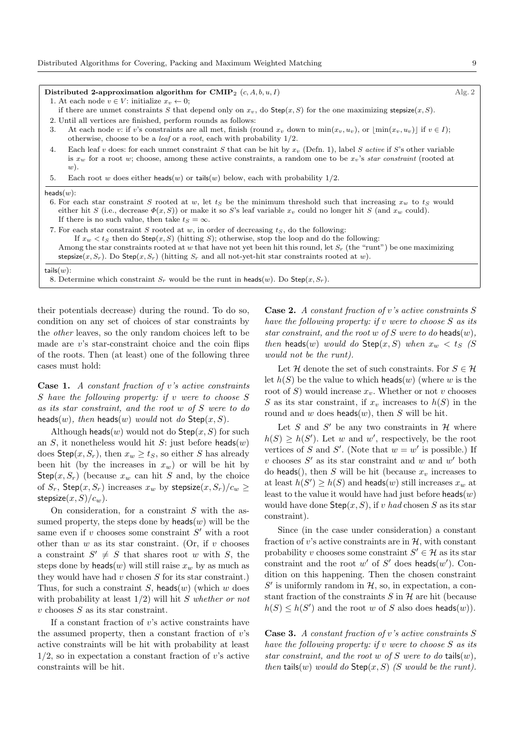**Distributed 2-approximation algorithm for CMIP$_2$** $(c, A, b, u, I)$ Alg. 2

1. At each node $v \in V$: initialize $x_v \leftarrow 0$;
   if there are unmet constraints $S$ that depend only on $x_v$, do $\mathsf{Step}(x, S)$ for the one maximizing $\mathsf{stepsize}(x, S)$.
2. Until all vertices are finished, perform rounds as follows:
3. At each node $v$: if $v$'s constraints are all met, finish (round $x_v$ down to $\min(x_v, u_v)$, or $\lfloor \min(x_v, u_v) \rfloor$ if $v \in I$); otherwise, choose to be a *leaf* or a *root*, each with probability 1/2.
4. Each leaf $v$ does: for each unmet constraint $S$ that can be hit by $x_v$ (Defn. 1), label $S$ *active* if $S$'s other variable is $x_w$ for a root $w$; choose, among these active constraints, a random one to be $x_v$'s *star constraint* (rooted at $w$).
5. Each root $w$ does either $\mathsf{heads}(w)$ or $\mathsf{tails}(w)$ below, each with probability 1/2.

$\mathsf{heads}(w)$:

6. For each star constraint $S$ rooted at $w$, let $t_S$ be the minimum threshold such that increasing $x_w$ to $t_S$ would either hit $S$ (i.e., decrease $\Phi(x, S)$) or make it so $S$'s leaf variable $x_v$ could no longer hit $S$ (and $x_w$ could). If there is no such value, then take $t_S = \infty$.
7. For each star constraint $S$ rooted at $w$, in order of decreasing $t_S$, do the following:
   If $x_w < t_S$ then do $\mathsf{Step}(x, S)$ (hitting $S$); otherwise, stop the loop and do the following:
   Among the star constraints rooted at $w$ that have not yet been hit this round, let $S_r$ (the "runt") be one maximizing $\mathsf{stepsize}(x, S_r)$. Do $\mathsf{Step}(x, S_r)$ (hitting $S_r$ and all not-yet-hit star constraints rooted at $w$).

$\mathsf{tails}(w)$:

8. Determine which constraint $S_r$ would be the runt in $\mathsf{heads}(w)$. Do $\mathsf{Step}(x, S_r)$.

their potentials decrease) during the round. To do so, condition on any set of choices of star constraints by the *other* leaves, so the only random choices left to be made are $v$'s star-constraint choice and the coin flips of the roots. Then (at least) one of the following three cases must hold:

**Case 1.** *A constant fraction of $v$'s active constraints $S$ have the following property: if $v$ were to choose $S$ as its star constraint, and the root $w$ of $S$ were to do* $\mathsf{heads}(w)$*, then* $\mathsf{heads}(w)$ *would* not *do* $\mathsf{Step}(x, S)$*.*

Although $\mathsf{heads}(w)$ would not do $\mathsf{Step}(x, S)$ for such an $S$, it nonetheless would hit $S$: just before $\mathsf{heads}(w)$ does $\mathsf{Step}(x, S_r)$, then $x_w \geq t_S$, so either $S$ has already been hit (by the increases in $x_w$) or will be hit by $\mathsf{Step}(x, S_r)$ (because $x_w$ can hit $S$ and, by the choice of $S_r$, $\mathsf{Step}(x, S_r)$ increases $x_w$ by $\mathsf{stepsize}(x, S_r)/c_w \geq \mathsf{stepsize}(x, S)/c_w$).

On consideration, for a constraint $S$ with the assumed property, the steps done by $\mathsf{heads}(w)$ will be the same even if $v$ chooses some constraint $S'$ with a root other than $w$ as its star constraint. (Or, if $v$ chooses a constraint $S' \neq S$ that shares root $w$ with $S$, the steps done by $\mathsf{heads}(w)$ will still raise $x_w$ by as much as they would have had $v$ chosen $S$ for its star constraint.) Thus, for such a constraint $S$, $\mathsf{heads}(w)$ (which $w$ does with probability at least 1/2) will hit $S$ *whether or not* $v$ chooses $S$ as its star constraint.

If a constant fraction of $v$'s active constraints have the assumed property, then a constant fraction of $v$'s active constraints will be hit with probability at least 1/2, so in expectation a constant fraction of $v$'s active constraints will be hit.

**Case 2.** *A constant fraction of $v$'s active constraints $S$ have the following property: if $v$ were to choose $S$ as its star constraint, and the root $w$ of $S$ were to do* $\mathsf{heads}(w)$*, then* $\mathsf{heads}(w)$ *would do* $\mathsf{Step}(x, S)$ *when $x_w < t_S$ ($S$ would not be the runt).*

Let $\mathcal{H}$ denote the set of such constraints. For $S \in \mathcal{H}$ let $h(S)$ be the value to which $\mathsf{heads}(w)$ (where $w$ is the root of $S$) would increase $x_v$. Whether or not $v$ chooses $S$ as its star constraint, if $x_v$ increases to $h(S)$ in the round and $w$ does $\mathsf{heads}(w)$, then $S$ will be hit.

Let $S$ and $S'$ be any two constraints in $\mathcal{H}$ where $h(S) \geq h(S')$. Let $w$ and $w'$, respectively, be the root vertices of $S$ and $S'$. (Note that $w = w'$ is possible.) If $v$ chooses $S'$ as its star constraint and $w$ and $w'$ both do $\mathsf{heads}()$, then $S$ will be hit (because $x_v$ increases to at least $h(S') \geq h(S)$ and $\mathsf{heads}(w)$ still increases $x_w$ at least to the value it would have had just before $\mathsf{heads}(w)$ would have done $\mathsf{Step}(x, S)$, if $v$ *had* chosen $S$ as its star constraint).

Since (in the case under consideration) a constant fraction of $v$'s active constraints are in $\mathcal{H}$, with constant probability $v$ chooses some constraint $S' \in \mathcal{H}$ as its star constraint and the root $w'$ of $S'$ does $\mathsf{heads}(w')$. Condition on this happening. Then the chosen constraint $S'$ is uniformly random in $\mathcal{H}$, so, in expectation, a constant fraction of the constraints $S$ in $\mathcal{H}$ are hit (because $h(S) \leq h(S')$ and the root $w$ of $S$ also does $\mathsf{heads}(w)$).

**Case 3.** *A constant fraction of $v$'s active constraints $S$ have the following property: if $v$ were to choose $S$ as its star constraint, and the root $w$ of $S$ were to do* $\mathsf{tails}(w)$*, then* $\mathsf{tails}(w)$ *would do* $\mathsf{Step}(x, S)$ *($S$ would be the runt).*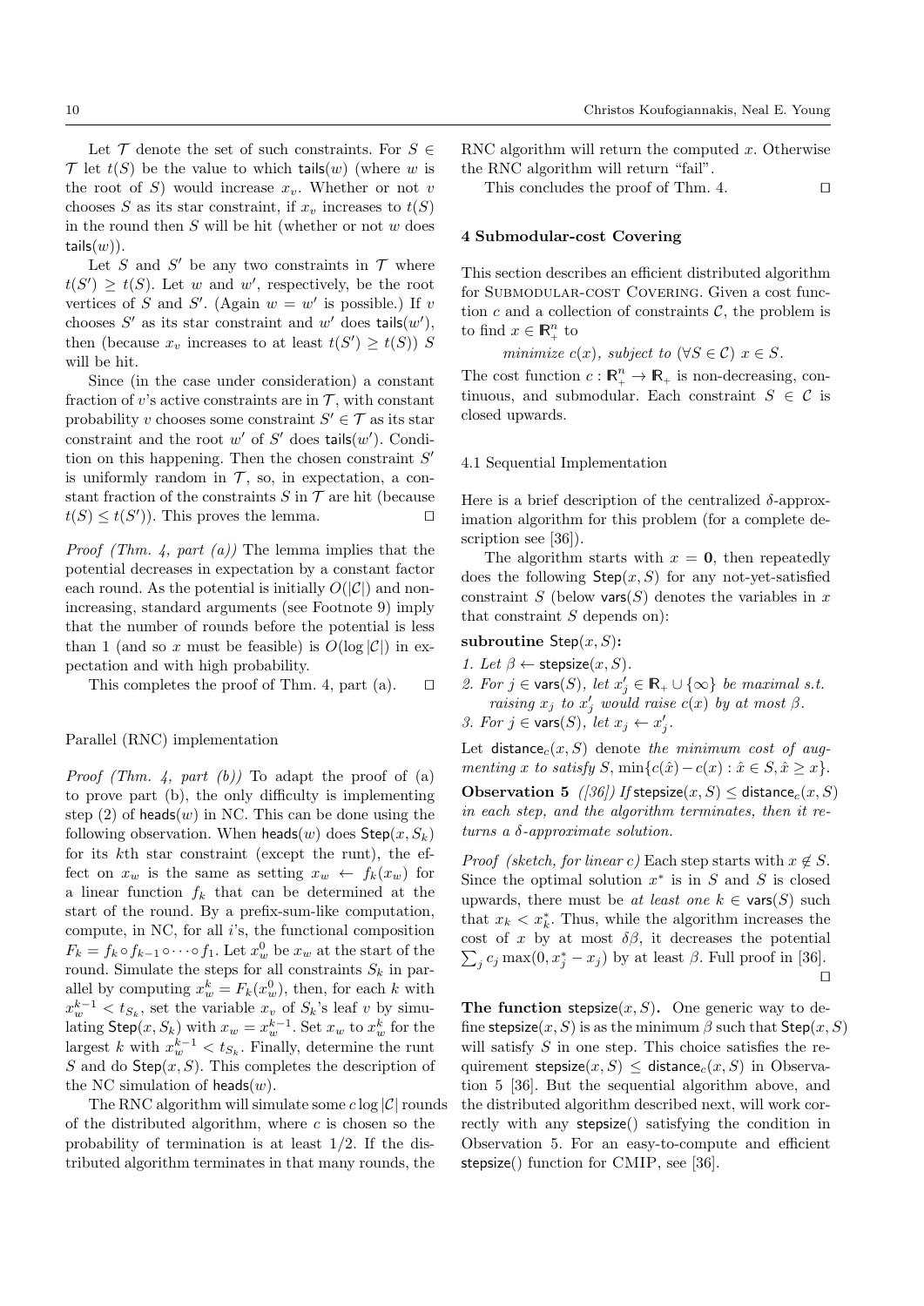Let $\mathcal{T}$ denote the set of such constraints. For $S \in \mathcal{T}$ let $t(S)$ be the value to which $\mathsf{tails}(w)$ (where $w$ is the root of $S$) would increase $x_v$. Whether or not $v$ chooses $S$ as its star constraint, if $x_v$ increases to $t(S)$ in the round then $S$ will be hit (whether or not $w$ does $\mathsf{tails}(w)$).

Let $S$ and $S'$ be any two constraints in $\mathcal{T}$ where $t(S') \geq t(S)$. Let $w$ and $w'$, respectively, be the root vertices of $S$ and $S'$. (Again $w = w'$ is possible.) If $v$ chooses $S'$ as its star constraint and $w'$ does $\mathsf{tails}(w')$, then (because $x_v$ increases to at least $t(S') \geq t(S)$) $S$ will be hit.

Since (in the case under consideration) a constant fraction of $v$'s active constraints are in $\mathcal{T}$, with constant probability $v$ chooses some constraint $S' \in \mathcal{T}$ as its star constraint and the root $w'$ of $S'$ does $\mathsf{tails}(w')$. Condition on this happening. Then the chosen constraint $S'$ is uniformly random in $\mathcal{T}$, so, in expectation, a constant fraction of the constraints $S$ in $\mathcal{T}$ are hit (because $t(S) \leq t(S')$). This proves the lemma. $\square$

*Proof (Thm. 4, part (a))* The lemma implies that the potential decreases in expectation by a constant factor each round. As the potential is initially $O(|\mathcal{C}|)$ and non-increasing, standard arguments (see Footnote 9) imply that the number of rounds before the potential is less than 1 (and so $x$ must be feasible) is $O(\log |\mathcal{C}|)$ in expectation and with high probability.

This completes the proof of Thm. 4, part (a). $\square$

Parallel (RNC) implementation

*Proof (Thm. 4, part (b))* To adapt the proof of (a) to prove part (b), the only difficulty is implementing step (2) of $\mathsf{heads}(w)$ in NC. This can be done using the following observation. When $\mathsf{heads}(w)$ does $\mathsf{Step}(x, S_k)$ for its $k$th star constraint (except the runt), the effect on $x_w$ is the same as setting $x_w \leftarrow f_k(x_w)$ for a linear function $f_k$ that can be determined at the start of the round. By a prefix-sum-like computation, compute, in NC, for all $i$'s, the functional composition $F_k = f_k \circ f_{k-1} \circ \cdots \circ f_1$. Let $x_w^0$ be $x_w$ at the start of the round. Simulate the steps for all constraints $S_k$ in parallel by computing $x_w^k = F_k(x_w^0)$, then, for each $k$ with $x_w^{k-1} < t_{S_k}$, set the variable $x_v$ of $S_k$'s leaf $v$ by simulating $\mathsf{Step}(x, S_k)$ with $x_w = x_w^{k-1}$. Set $x_w$ to $x_w^k$ for the largest $k$ with $x_w^{k-1} < t_{S_k}$. Finally, determine the runt $S$ and do $\mathsf{Step}(x, S)$. This completes the description of the NC simulation of $\mathsf{heads}(w)$.

The RNC algorithm will simulate some $c \log |\mathcal{C}|$ rounds of the distributed algorithm, where $c$ is chosen so the probability of termination is at least $1/2$. If the distributed algorithm terminates in that many rounds, the RNC algorithm will return the computed $x$. Otherwise the RNC algorithm will return "fail".

This concludes the proof of Thm. 4. $\square$

## 4 Submodular-cost Covering

This section describes an efficient distributed algorithm for SUBMODULAR-COST COVERING. Given a cost function $c$ and a collection of constraints $\mathcal{C}$, the problem is to find $x \in \mathbb{R}_+^n$ to

*minimize* $c(x)$, *subject to* $(\forall S \in \mathcal{C})\ x \in S$.

The cost function $c : \mathbb{R}_+^n \to \mathbb{R}_+$ is non-decreasing, continuous, and submodular. Each constraint $S \in \mathcal{C}$ is closed upwards.

### 4.1 Sequential Implementation

Here is a brief description of the centralized $\delta$-approximation algorithm for this problem (for a complete description see [36]).

The algorithm starts with $x = \mathbf{0}$, then repeatedly does the following $\mathsf{Step}(x, S)$ for any not-yet-satisfied constraint $S$ (below $\mathsf{vars}(S)$ denotes the variables in $x$ that constraint $S$ depends on):

**subroutine** $\mathsf{Step}(x, S)$**:**

1. *Let* $\beta \leftarrow \mathsf{stepsize}(x, S)$.
2. *For* $j \in \mathsf{vars}(S)$, *let* $x'_j \in \mathbb{R}_+ \cup \{\infty\}$ *be maximal s.t. raising* $x_j$ *to* $x'_j$ *would raise* $c(x)$ *by at most* $\beta$.
3. *For* $j \in \mathsf{vars}(S)$, *let* $x_j \leftarrow x'_j$.

Let $\mathsf{distance}_c(x, S)$ denote *the minimum cost of augmenting* $x$ *to satisfy* $S$, $\min\{c(\hat{x}) - c(x) : \hat{x} \in S, \hat{x} \geq x\}$.

**Observation 5** *([36]) If* $\mathsf{stepsize}(x, S) \leq \mathsf{distance}_c(x, S)$ *in each step, and the algorithm terminates, then it returns a* $\delta$*-approximate solution.*

*Proof (sketch, for linear c)* Each step starts with $x \notin S$. Since the optimal solution $x^*$ is in $S$ and $S$ is closed upwards, there must be *at least one* $k \in \mathsf{vars}(S)$ such that $x_k < x_k^*$. Thus, while the algorithm increases the cost of $x$ by at most $\delta\beta$, it decreases the potential $\sum_j c_j \max(0, x_j^* - x_j)$ by at least $\beta$. Full proof in [36]. $\square$

**The function** $\mathsf{stepsize}(x, S)$**.** One generic way to define $\mathsf{stepsize}(x, S)$ is as the minimum $\beta$ such that $\mathsf{Step}(x, S)$ will satisfy $S$ in one step. This choice satisfies the requirement $\mathsf{stepsize}(x, S) \leq \mathsf{distance}_c(x, S)$ in Observation 5 [36]. But the sequential algorithm above, and the distributed algorithm described next, will work correctly with any $\mathsf{stepsize}()$ satisfying the condition in Observation 5. For an easy-to-compute and efficient $\mathsf{stepsize}()$ function for CMIP, see [36].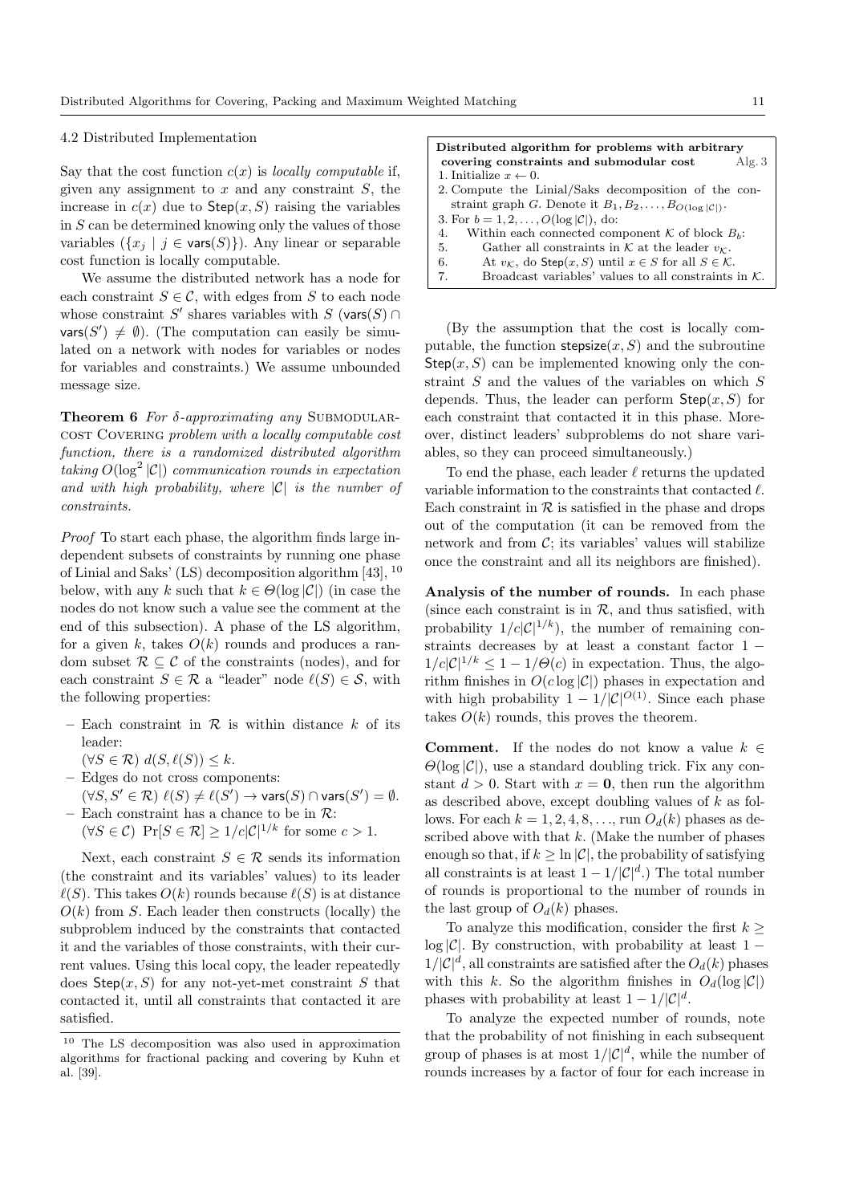### 4.2 Distributed Implementation

Say that the cost function $c(x)$ is *locally computable* if, given any assignment to $x$ and any constraint $S$, the increase in $c(x)$ due to $\mathsf{Step}(x, S)$ raising the variables in $S$ can be determined knowing only the values of those variables ($\{x_j \mid j \in \mathsf{vars}(S)\}$). Any linear or separable cost function is locally computable.

We assume the distributed network has a node for each constraint $S \in \mathcal{C}$, with edges from $S$ to each node whose constraint $S'$ shares variables with $S$ ($\mathsf{vars}(S) \cap \mathsf{vars}(S') \neq \emptyset$). (The computation can easily be simulated on a network with nodes for variables or nodes for variables and constraints.) We assume unbounded message size.

**Theorem 6** *For $\delta$-approximating any* Submodular-cost Covering *problem with a locally computable cost function, there is a randomized distributed algorithm taking $O(\log^2 |\mathcal{C}|)$ communication rounds in expectation and with high probability, where $|\mathcal{C}|$ is the number of constraints.*

*Proof* To start each phase, the algorithm finds large independent subsets of constraints by running one phase of Linial and Saks' (LS) decomposition algorithm [43], [10] below, with any $k$ such that $k \in \Theta(\log |\mathcal{C}|)$ (in case the nodes do not know such a value see the comment at the end of this subsection). A phase of the LS algorithm, for a given $k$, takes $O(k)$ rounds and produces a random subset $\mathcal{R} \subseteq \mathcal{C}$ of the constraints (nodes), and for each constraint $S \in \mathcal{R}$ a "leader" node $\ell(S) \in \mathcal{S}$, with the following properties:

- Each constraint in $\mathcal{R}$ is within distance $k$ of its leader:
  $(\forall S \in \mathcal{R})\ d(S, \ell(S)) \leq k$.
- Edges do not cross components:
  $(\forall S, S' \in \mathcal{R})\ \ell(S) \neq \ell(S') \rightarrow \mathsf{vars}(S) \cap \mathsf{vars}(S') = \emptyset$.
- Each constraint has a chance to be in $\mathcal{R}$:
  $(\forall S \in \mathcal{C})\ \Pr[S \in \mathcal{R}] \geq 1/c|\mathcal{C}|^{1/k}$ for some $c > 1$.

Next, each constraint $S \in \mathcal{R}$ sends its information (the constraint and its variables' values) to its leader $\ell(S)$. This takes $O(k)$ rounds because $\ell(S)$ is at distance $O(k)$ from $S$. Each leader then constructs (locally) the subproblem induced by the constraints that contacted it and the variables of those constraints, with their current values. Using this local copy, the leader repeatedly does $\mathsf{Step}(x, S)$ for any not-yet-met constraint $S$ that contacted it, until all constraints that contacted it are satisfied.

[10] The LS decomposition was also used in approximation algorithms for fractional packing and covering by Kuhn et al. [39].

**Distributed algorithm for problems with arbitrary covering constraints and submodular cost** — Alg. 3

1. Initialize $x \leftarrow 0$.
2. Compute the Linial/Saks decomposition of the constraint graph $G$. Denote it $B_1, B_2, \ldots, B_{O(\log |\mathcal{C}|)}$.
3. For $b = 1, 2, \ldots, O(\log |\mathcal{C}|)$, do:
4. &nbsp;&nbsp;&nbsp;&nbsp;Within each connected component $\mathcal{K}$ of block $B_b$:
5. &nbsp;&nbsp;&nbsp;&nbsp;&nbsp;&nbsp;&nbsp;&nbsp;Gather all constraints in $\mathcal{K}$ at the leader $v_{\mathcal{K}}$.
6. &nbsp;&nbsp;&nbsp;&nbsp;&nbsp;&nbsp;&nbsp;&nbsp;At $v_{\mathcal{K}}$, do $\mathsf{Step}(x, S)$ until $x \in S$ for all $S \in \mathcal{K}$.
7. &nbsp;&nbsp;&nbsp;&nbsp;&nbsp;&nbsp;&nbsp;&nbsp;Broadcast variables' values to all constraints in $\mathcal{K}$.

(By the assumption that the cost is locally computable, the function $\mathsf{stepsize}(x, S)$ and the subroutine $\mathsf{Step}(x, S)$ can be implemented knowing only the constraint $S$ and the values of the variables on which $S$ depends. Thus, the leader can perform $\mathsf{Step}(x, S)$ for each constraint that contacted it in this phase. Moreover, distinct leaders' subproblems do not share variables, so they can proceed simultaneously.)

To end the phase, each leader $\ell$ returns the updated variable information to the constraints that contacted $\ell$. Each constraint in $\mathcal{R}$ is satisfied in the phase and drops out of the computation (it can be removed from the network and from $\mathcal{C}$; its variables' values will stabilize once the constraint and all its neighbors are finished).

**Analysis of the number of rounds.** In each phase (since each constraint is in $\mathcal{R}$, and thus satisfied, with probability $1/c|\mathcal{C}|^{1/k}$), the number of remaining constraints decreases by at least a constant factor $1 - 1/c|\mathcal{C}|^{1/k} \leq 1 - 1/\Theta(c)$ in expectation. Thus, the algorithm finishes in $O(c \log |\mathcal{C}|)$ phases in expectation and with high probability $1 - 1/|\mathcal{C}|^{O(1)}$. Since each phase takes $O(k)$ rounds, this proves the theorem.

**Comment.** If the nodes do not know a value $k \in \Theta(\log |\mathcal{C}|)$, use a standard doubling trick. Fix any constant $d > 0$. Start with $x = \mathbf{0}$, then run the algorithm as described above, except doubling values of $k$ as follows. For each $k = 1, 2, 4, 8, \ldots$, run $O_d(k)$ phases as described above with that $k$. (Make the number of phases enough so that, if $k \geq \ln |\mathcal{C}|$, the probability of satisfying all constraints is at least $1 - 1/|\mathcal{C}|^d$.) The total number of rounds is proportional to the number of rounds in the last group of $O_d(k)$ phases.

To analyze this modification, consider the first $k \geq \log |\mathcal{C}|$. By construction, with probability at least $1 - 1/|\mathcal{C}|^d$, all constraints are satisfied after the $O_d(k)$ phases with this $k$. So the algorithm finishes in $O_d(\log |\mathcal{C}|)$ phases with probability at least $1 - 1/|\mathcal{C}|^d$.

To analyze the expected number of rounds, note that the probability of not finishing in each subsequent group of phases is at most $1/|\mathcal{C}|^d$, while the number of rounds increases by a factor of four for each increase in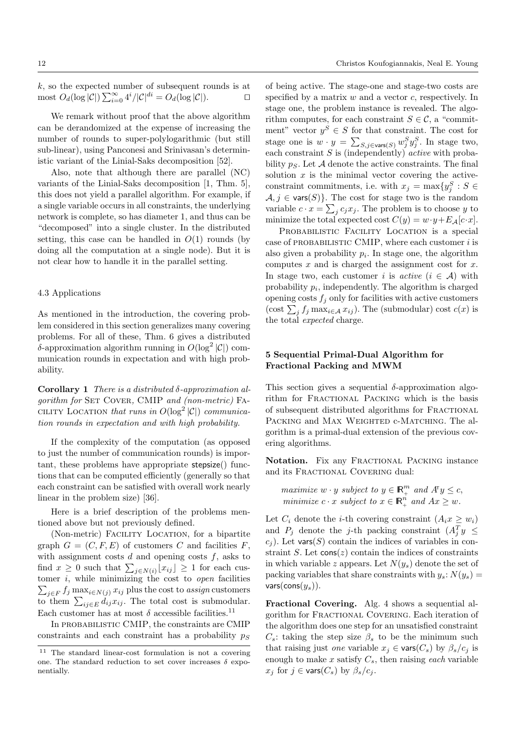$k$, so the expected number of subsequent rounds is at most $O_d(\log|\mathcal{C}|)\sum_{i=0}^{\infty} 4^i/|\mathcal{C}|^{di} = O_d(\log|\mathcal{C}|)$. □

We remark without proof that the above algorithm can be derandomized at the expense of increasing the number of rounds to super-polylogarithmic (but still sub-linear), using Panconesi and Srinivasan's deterministic variant of the Linial-Saks decomposition [52].

Also, note that although there are parallel (NC) variants of the Linial-Saks decomposition [1, Thm. 5], this does not yield a parallel algorithm. For example, if a single variable occurs in all constraints, the underlying network is complete, so has diameter 1, and thus can be "decomposed" into a single cluster. In the distributed setting, this case can be handled in $O(1)$ rounds (by doing all the computation at a single node). But it is not clear how to handle it in the parallel setting.

### 4.3 Applications

As mentioned in the introduction, the covering problem considered in this section generalizes many covering problems. For all of these, Thm. 6 gives a distributed $\delta$-approximation algorithm running in $O(\log^2|\mathcal{C}|)$ communication rounds in expectation and with high probability.

**Corollary 1** *There is a distributed $\delta$-approximation algorithm for* Set Cover*,* CMIP *and (non-metric)* Facility Location *that runs in $O(\log^2|\mathcal{C}|)$ communication rounds in expectation and with high probability.*

If the complexity of the computation (as opposed to just the number of communication rounds) is important, these problems have appropriate stepsize() functions that can be computed efficiently (generally so that each constraint can be satisfied with overall work nearly linear in the problem size) [36].

Here is a brief description of the problems mentioned above but not previously defined.

(Non-metric) Facility Location, for a bipartite graph $G = (C, F, E)$ of customers $C$ and facilities $F$, with assignment costs $d$ and opening costs $f$, asks to find $x \geq 0$ such that $\sum_{j\in N(i)}\lfloor x_{ij}\rfloor \geq 1$ for each customer $i$, while minimizing the cost to *open* facilities $\sum_{j\in F} f_j \max_{i\in N(j)} x_{ij}$ plus the cost to *assign* customers to them $\sum_{ij\in E} d_{ij}x_{ij}$. The total cost is submodular. Each customer has at most $\delta$ accessible facilities.[11]

In probabilistic CMIP, the constraints are CMIP constraints and each constraint has a probability $p_S$ of being active. The stage-one and stage-two costs are specified by a matrix $w$ and a vector $c$, respectively. In stage one, the problem instance is revealed. The algorithm computes, for each constraint $S \in \mathcal{C}$, a "commitment" vector $y^S \in S$ for that constraint. The cost for stage one is $w \cdot y = \sum_{S,j\in \mathsf{vars}(S)} w^S_j y^S_j$. In stage two, each constraint $S$ is (independently) *active* with probability $p_S$. Let $\mathcal{A}$ denote the active constraints. The final solution $x$ is the minimal vector covering the active-constraint commitments, i.e. with $x_j = \max\{y^S_j : S \in \mathcal{A}, j \in \mathsf{vars}(S)\}$. The cost for stage two is the random variable $c \cdot x = \sum_j c_j x_j$. The problem is to choose $y$ to minimize the total expected cost $C(y) = w\cdot y + E_{\mathcal{A}}[c\cdot x]$.

Probabilistic Facility Location is a special case of probabilistic CMIP, where each customer $i$ is also given a probability $p_i$. In stage one, the algorithm computes $x$ and is charged the assignment cost for $x$. In stage two, each customer $i$ is *active* ($i \in \mathcal{A}$) with probability $p_i$, independently. The algorithm is charged opening costs $f_j$ only for facilities with active customers (cost $\sum_j f_j \max_{i\in\mathcal{A}} x_{ij}$). The (submodular) cost $c(x)$ is the total *expected* charge.

## 5 Sequential Primal-Dual Algorithm for Fractional Packing and MWM

This section gives a sequential $\delta$-approximation algorithm for Fractional Packing which is the basis of subsequent distributed algorithms for Fractional Packing and Max Weighted c-Matching. The algorithm is a primal-dual extension of the previous covering algorithms.

**Notation.** Fix any Fractional Packing instance and its Fractional Covering dual:

$$\begin{array}{l} \textit{maximize } w\cdot y \textit{ subject to } y \in \mathbb{R}^m_+ \textit{ and } A^{\mathsf{T}} y \leq c, \\ \textit{minimize } c\cdot x \textit{ subject to } x \in \mathbb{R}^n_+ \textit{ and } Ax \geq w. \end{array}$$

Let $C_i$ denote the $i$-th covering constraint ($A_i x \geq w_i$) and $P_j$ denote the $j$-th packing constraint ($A^T_j y \leq c_j$). Let $\mathsf{vars}(S)$ contain the indices of variables in constraint $S$. Let $\mathsf{cons}(z)$ contain the indices of constraints in which variable $z$ appears. Let $N(y_s)$ denote the set of packing variables that share constraints with $y_s$: $N(y_s) = \mathsf{vars}(\mathsf{cons}(y_s))$.

**Fractional Covering.** Alg. 4 shows a sequential algorithm for Fractional Covering. Each iteration of the algorithm does one step for an unsatisfied constraint $C_s$: taking the step size $\beta_s$ to be the minimum such that raising just *one* variable $x_j \in \mathsf{vars}(C_s)$ by $\beta_s/c_j$ is enough to make $x$ satisfy $C_s$, then raising *each* variable $x_j$ for $j \in \mathsf{vars}(C_s)$ by $\beta_s/c_j$.

[11] The standard linear-cost formulation is not a covering one. The standard reduction to set cover increases $\delta$ exponentially.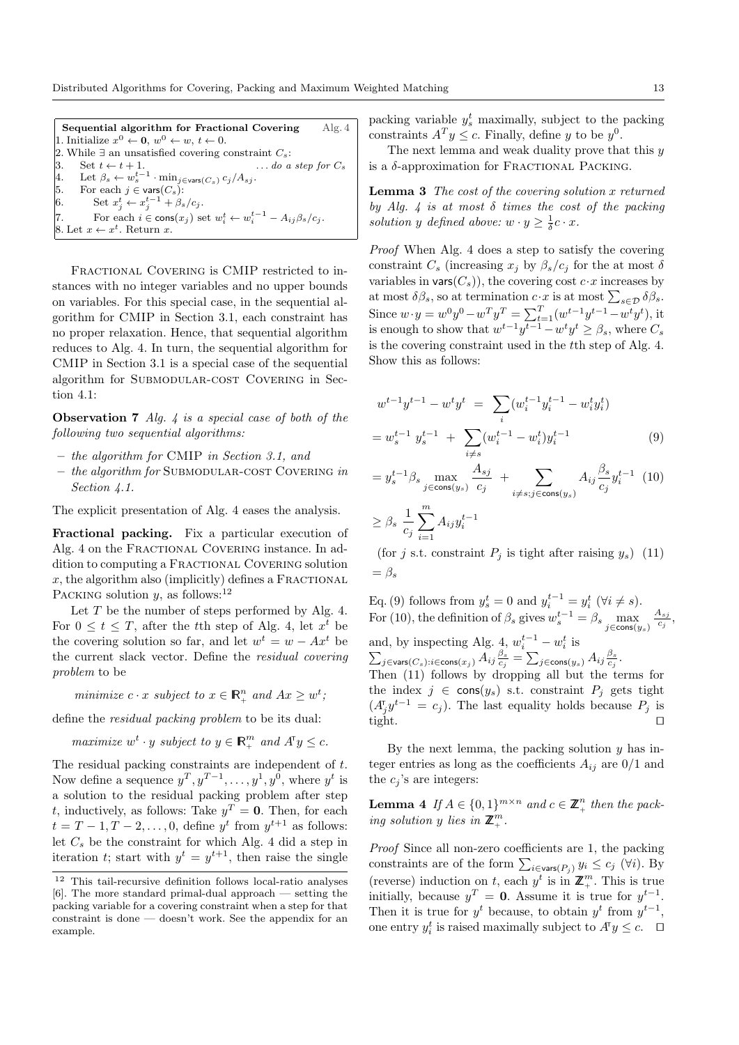**Sequential algorithm for Fractional Covering** — Alg. 4

1. Initialize $x^0 \leftarrow \mathbf{0}$, $w^0 \leftarrow w$, $t \leftarrow 0$.
2. While $\exists$ an unsatisfied covering constraint $C_s$:
3. Set $t \leftarrow t + 1$. ... *do a step for* $C_s$
4. Let $\beta_s \leftarrow w_s^{t-1} \cdot \min_{j \in \mathsf{vars}(C_s)} c_j / A_{sj}$.
5. For each $j \in \mathsf{vars}(C_s)$:
6. Set $x_j^t \leftarrow x_j^{t-1} + \beta_s / c_j$.
7. For each $i \in \mathsf{cons}(x_j)$ set $w_i^t \leftarrow w_i^{t-1} - A_{ij}\beta_s/c_j$.
8. Let $x \leftarrow x^t$. Return $x$.

Fractional Covering is CMIP restricted to instances with no integer variables and no upper bounds on variables. For this special case, in the sequential algorithm for CMIP in Section 3.1, each constraint has no proper relaxation. Hence, that sequential algorithm reduces to Alg. 4. In turn, the sequential algorithm for CMIP in Section 3.1 is a special case of the sequential algorithm for Submodular-cost Covering in Section 4.1:

**Observation 7** *Alg. 4 is a special case of both of the following two sequential algorithms:*

- *the algorithm for* CMIP *in Section 3.1, and*
- *the algorithm for* Submodular-cost Covering *in Section 4.1.*

The explicit presentation of Alg. 4 eases the analysis.

**Fractional packing.** Fix a particular execution of Alg. 4 on the Fractional Covering instance. In addition to computing a Fractional Covering solution $x$, the algorithm also (implicitly) defines a Fractional Packing solution $y$, as follows:[12]

Let $T$ be the number of steps performed by Alg. 4. For $0 \le t \le T$, after the $t$th step of Alg. 4, let $x^t$ be the covering solution so far, and let $w^t = w - Ax^t$ be the current slack vector. Define the *residual covering problem* to be

*minimize* $c \cdot x$ *subject to* $x \in \mathbb{R}_+^n$ *and* $Ax \ge w^t$;

define the *residual packing problem* to be its dual:

*maximize* $w^t \cdot y$ *subject to* $y \in \mathbb{R}_+^m$ *and* $A^{\mathsf{T}} y \le c$.

The residual packing constraints are independent of $t$. Now define a sequence $y^T, y^{T-1}, \ldots, y^1, y^0$, where $y^t$ is a solution to the residual packing problem after step $t$, inductively, as follows: Take $y^T = \mathbf{0}$. Then, for each $t = T-1, T-2, \ldots, 0$, define $y^t$ from $y^{t+1}$ as follows: let $C_s$ be the constraint for which Alg. 4 did a step in iteration $t$; start with $y^t = y^{t+1}$, then raise the single packing variable $y_s^t$ maximally, subject to the packing constraints $A^T y \le c$. Finally, define $y$ to be $y^0$.

The next lemma and weak duality prove that this $y$ is a $\delta$-approximation for Fractional Packing.

**Lemma 3** *The cost of the covering solution $x$ returned by Alg. 4 is at most $\delta$ times the cost of the packing solution $y$ defined above: $w \cdot y \ge \frac{1}{\delta} c \cdot x$.*

*Proof* When Alg. 4 does a step to satisfy the covering constraint $C_s$ (increasing $x_j$ by $\beta_s/c_j$ for the at most $\delta$ variables in $\mathsf{vars}(C_s)$), the covering cost $c \cdot x$ increases by at most $\delta\beta_s$, so at termination $c \cdot x$ is at most $\sum_{s \in \mathcal{D}} \delta\beta_s$. Since $w \cdot y = w^0 y^0 - w^T y^T = \sum_{t=1}^{T} (w^{t-1} y^{t-1} - w^t y^t)$, it is enough to show that $w^{t-1} y^{t-1} - w^t y^t \ge \beta_s$, where $C_s$ is the covering constraint used in the $t$th step of Alg. 4. Show this as follows:

$$
\begin{aligned}
w^{t-1} y^{t-1} - w^t y^t \;&=\; \sum_i (w_i^{t-1} y_i^{t-1} - w_i^t y_i^t) \\
&= w_s^{t-1}\; y_s^{t-1} \;+\; \sum_{i \ne s} (w_i^{t-1} - w_i^t) y_i^{t-1} &(9)\\
&= y_s^{t-1} \beta_s \max_{j \in \mathsf{cons}(y_s)} \frac{A_{sj}}{c_j} \;+\; \sum_{i \ne s;\, j \in \mathsf{cons}(y_s)} A_{ij} \frac{\beta_s}{c_j} y_i^{t-1} &(10)\\
&\ge \beta_s\; \frac{1}{c_j} \sum_{i=1}^{m} A_{ij} y_i^{t-1}
\end{aligned}
$$

(for $j$ s.t. constraint $P_j$ is tight after raising $y_s$) (11)

$= \beta_s$

Eq. (9) follows from $y_s^t = 0$ and $y_i^{t-1} = y_i^t$ ($\forall i \ne s$).
For (10), the definition of $\beta_s$ gives $w_s^{t-1} = \beta_s \max_{j \in \mathsf{cons}(y_s)} \frac{A_{sj}}{c_j}$, and, by inspecting Alg. 4, $w_i^{t-1} - w_i^t$ is $\sum_{j \in \mathsf{vars}(C_s): i \in \mathsf{cons}(x_j)} A_{ij} \frac{\beta_s}{c_j} = \sum_{j \in \mathsf{cons}(y_s)} A_{ij} \frac{\beta_s}{c_j}$.
Then (11) follows by dropping all but the terms for the index $j \in \mathsf{cons}(y_s)$ s.t. constraint $P_j$ gets tight ($A_j^{\mathsf{T}} y^{t-1} = c_j$). The last equality holds because $P_j$ is tight. $\square$

By the next lemma, the packing solution $y$ has integer entries as long as the coefficients $A_{ij}$ are 0/1 and the $c_j$'s are integers:

**Lemma 4** *If $A \in \{0,1\}^{m \times n}$ and $c \in \mathbb{Z}_+^n$ then the packing solution $y$ lies in $\mathbb{Z}_+^m$.*

*Proof* Since all non-zero coefficients are 1, the packing constraints are of the form $\sum_{i \in \mathsf{vars}(P_j)} y_i \le c_j$ ($\forall i$). By (reverse) induction on $t$, each $y^t$ is in $\mathbb{Z}_+^m$. This is true initially, because $y^T = \mathbf{0}$. Assume it is true for $y^{t-1}$. Then it is true for $y^t$ because, to obtain $y^t$ from $y^{t-1}$, one entry $y_i^t$ is raised maximally subject to $A^{\mathsf{T}} y \le c$. $\square$

[12] This tail-recursive definition follows local-ratio analyses [6]. The more standard primal-dual approach — setting the packing variable for a covering constraint when a step for that constraint is done — doesn't work. See the appendix for an example.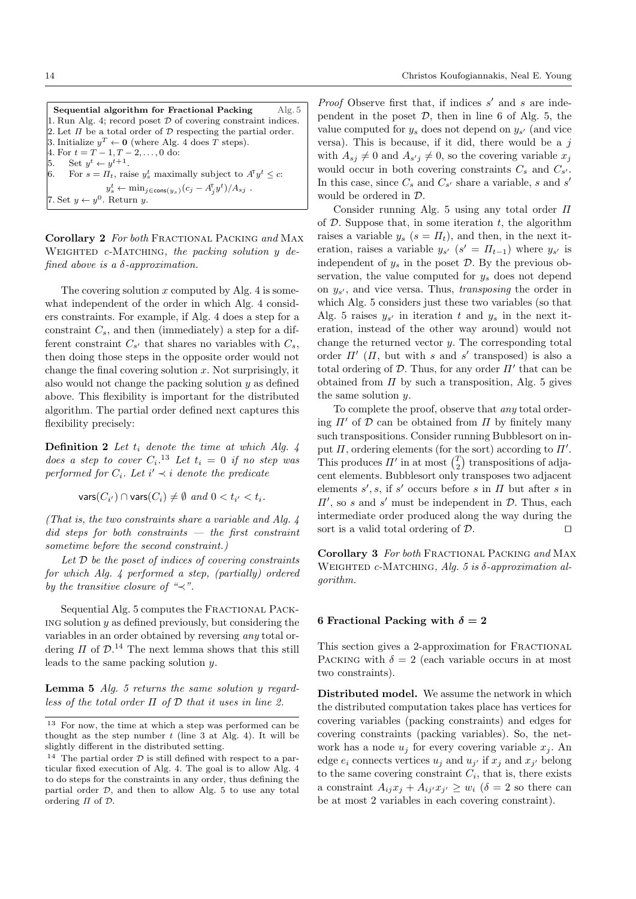**Sequential algorithm for Fractional Packing** Alg. 5

1. Run Alg. 4; record poset $\mathcal{D}$ of covering constraint indices.
2. Let $\Pi$ be a total order of $\mathcal{D}$ respecting the partial order.
3. Initialize $y^T \leftarrow \mathbf{0}$ (where Alg. 4 does $T$ steps).
4. For $t = T-1, T-2, \ldots, 0$ do:
5. Set $y^t \leftarrow y^{t+1}$.
6. For $s = \Pi_t$, raise $y^t_s$ maximally subject to $A^{\mathsf{T}} y^t \leq c$:
   $y^t_s \leftarrow \min_{j \in \mathsf{cons}(y_s)} (c_j - A^{\mathsf{T}}_j y^t)/A_{sj}$ .
7. Set $y \leftarrow y^0$. Return $y$.

**Corollary 2** *For both* Fractional Packing *and* Max Weighted $c$-Matching*, the packing solution $y$ defined above is a $\delta$-approximation.*

The covering solution $x$ computed by Alg. 4 is somewhat independent of the order in which Alg. 4 considers constraints. For example, if Alg. 4 does a step for a constraint $C_s$, and then (immediately) a step for a different constraint $C_{s'}$ that shares no variables with $C_s$, then doing those steps in the opposite order would not change the final covering solution $x$. Not surprisingly, it also would not change the packing solution $y$ as defined above. This flexibility is important for the distributed algorithm. The partial order defined next captures this flexibility precisely:

**Definition 2** *Let $t_i$ denote the time at which Alg. 4 does a step to cover $C_i$.*[13] *Let $t_i = 0$ if no step was performed for $C_i$. Let $i' \prec i$ denote the predicate*

$$\mathsf{vars}(C_{i'}) \cap \mathsf{vars}(C_i) \neq \emptyset \text{ and } 0 < t_{i'} < t_i.$$

*(That is, the two constraints share a variable and Alg. 4 did steps for both constraints — the first constraint sometime before the second constraint.)*

*Let $\mathcal{D}$ be the poset of indices of covering constraints for which Alg. 4 performed a step, (partially) ordered by the transitive closure of "$\prec$".*

Sequential Alg. 5 computes the Fractional Packing solution $y$ as defined previously, but considering the variables in an order obtained by reversing *any* total ordering $\Pi$ of $\mathcal{D}$.[14] The next lemma shows that this still leads to the same packing solution $y$.

**Lemma 5** *Alg. 5 returns the same solution $y$ regardless of the total order $\Pi$ of $\mathcal{D}$ that it uses in line 2.*

*Proof* Observe first that, if indices $s'$ and $s$ are independent in the poset $\mathcal{D}$, then in line 6 of Alg. 5, the value computed for $y_s$ does not depend on $y_{s'}$ (and vice versa). This is because, if it did, there would be a $j$ with $A_{sj} \neq 0$ and $A_{s'j} \neq 0$, so the covering variable $x_j$ would occur in both covering constraints $C_s$ and $C_{s'}$. In this case, since $C_s$ and $C_{s'}$ share a variable, $s$ and $s'$ would be ordered in $\mathcal{D}$.

Consider running Alg. 5 using any total order $\Pi$ of $\mathcal{D}$. Suppose that, in some iteration $t$, the algorithm raises a variable $y_s$ ($s = \Pi_t$), and then, in the next iteration, raises a variable $y_{s'}$ ($s' = \Pi_{t-1}$) where $y_{s'}$ is independent of $y_s$ in the poset $\mathcal{D}$. By the previous observation, the value computed for $y_s$ does not depend on $y_{s'}$, and vice versa. Thus, *transposing* the order in which Alg. 5 considers just these two variables (so that Alg. 5 raises $y_{s'}$ in iteration $t$ and $y_s$ in the next iteration, instead of the other way around) would not change the returned vector $y$. The corresponding total order $\Pi'$ ($\Pi$, but with $s$ and $s'$ transposed) is also a total ordering of $\mathcal{D}$. Thus, for any order $\Pi'$ that can be obtained from $\Pi$ by such a transposition, Alg. 5 gives the same solution $y$.

To complete the proof, observe that *any* total ordering $\Pi'$ of $\mathcal{D}$ can be obtained from $\Pi$ by finitely many such transpositions. Consider running Bubblesort on input $\Pi$, ordering elements (for the sort) according to $\Pi'$. This produces $\Pi'$ in at most $\binom{T}{2}$ transpositions of adjacent elements. Bubblesort only transposes two adjacent elements $s', s$, if $s'$ occurs before $s$ in $\Pi$ but after $s$ in $\Pi'$, so $s$ and $s'$ must be independent in $\mathcal{D}$. Thus, each intermediate order produced along the way during the sort is a valid total ordering of $\mathcal{D}$. ⊓⊔

**Corollary 3** *For both* Fractional Packing *and* Max Weighted $c$-Matching*, Alg. 5 is $\delta$-approximation algorithm.*

## 6 Fractional Packing with $\delta = 2$

This section gives a 2-approximation for Fractional Packing with $\delta = 2$ (each variable occurs in at most two constraints).

**Distributed model.** We assume the network in which the distributed computation takes place has vertices for covering variables (packing constraints) and edges for covering constraints (packing variables). So, the network has a node $u_j$ for every covering variable $x_j$. An edge $e_i$ connects vertices $u_j$ and $u_{j'}$ if $x_j$ and $x_{j'}$ belong to the same covering constraint $C_i$, that is, there exists a constraint $A_{ij}x_j + A_{ij'}x_{j'} \geq w_i$ ($\delta = 2$ so there can be at most 2 variables in each covering constraint).

[13] For now, the time at which a step was performed can be thought as the step number $t$ (line 3 at Alg. 4). It will be slightly different in the distributed setting.

[14] The partial order $\mathcal{D}$ is still defined with respect to a particular fixed execution of Alg. 4. The goal is to allow Alg. 4 to do steps for the constraints in any order, thus defining the partial order $\mathcal{D}$, and then to allow Alg. 5 to use any total ordering $\Pi$ of $\mathcal{D}$.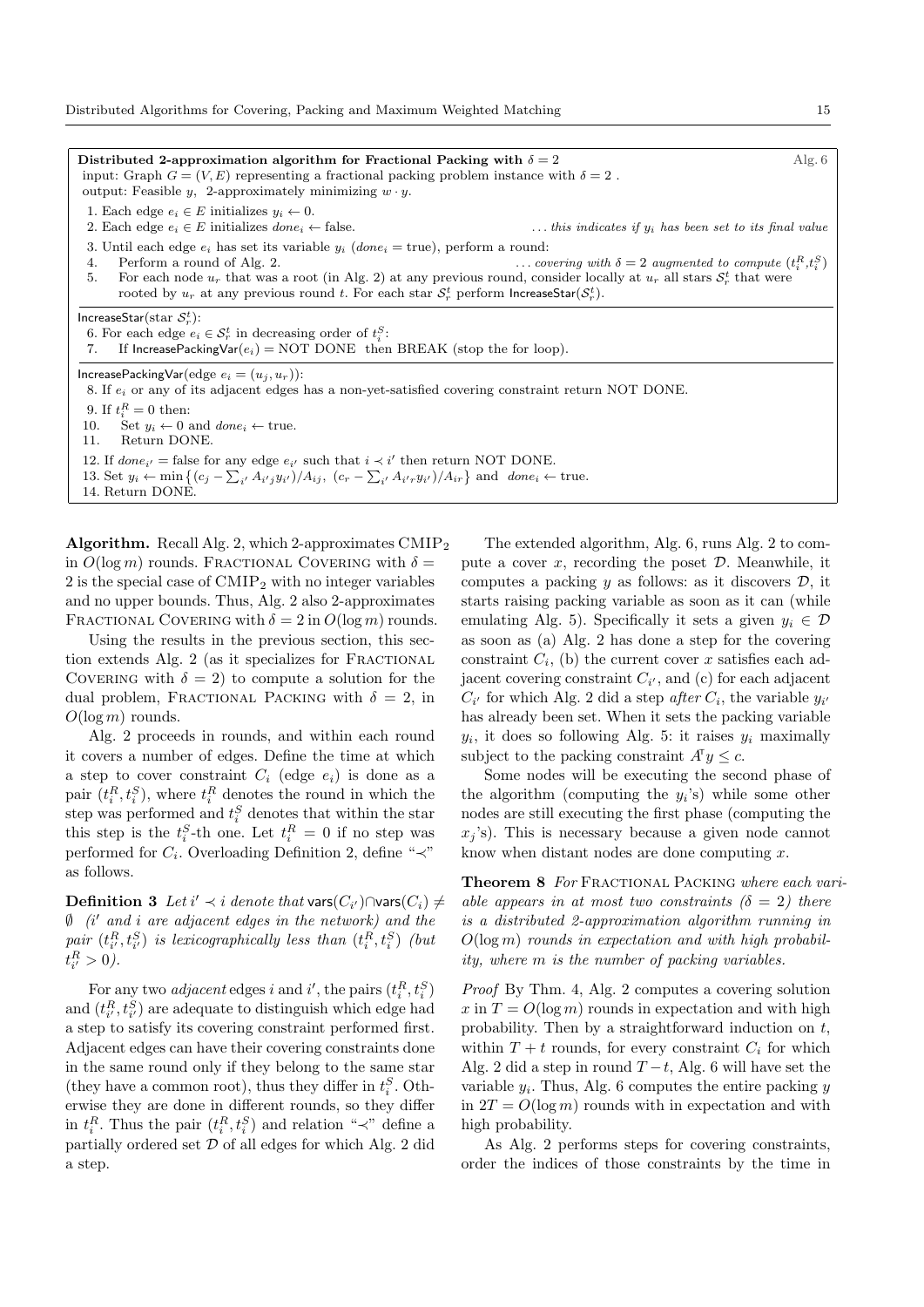**Distributed 2-approximation algorithm for Fractional Packing with $\delta = 2$** — Alg. 6

input: Graph $G = (V, E)$ representing a fractional packing problem instance with $\delta = 2$ .
output: Feasible $y$, 2-approximately minimizing $w \cdot y$.

```
1. Each edge e_i ∈ E initializes y_i ← 0.
2. Each edge e_i ∈ E initializes done_i ← false.        ... this indicates if y_i has been set to its final value
3. Until each edge e_i has set its variable y_i (done_i = true), perform a round:
4.    Perform a round of Alg. 2.                         ... covering with δ = 2 augmented to compute (t_i^R, t_i^S)
5.    For each node u_r that was a root (in Alg. 2) at any previous round, consider locally at u_r all stars S_r^t that were
      rooted by u_r at any previous round t. For each star S_r^t perform IncreaseStar(S_r^t).

IncreaseStar(star S_r^t):
6. For each edge e_i ∈ S_r^t in decreasing order of t_i^S:
7.    If IncreasePackingVar(e_i) = NOT DONE then BREAK (stop the for loop).

IncreasePackingVar(edge e_i = (u_j, u_r)):
8. If e_i or any of its adjacent edges has a non-yet-satisfied covering constraint return NOT DONE.
9. If t_i^R = 0 then:
10.    Set y_i ← 0 and done_i ← true.
11.    Return DONE.
12. If done_{i'} = false for any edge e_{i'} such that i ≺ i' then return NOT DONE.
13. Set y_i ← min{(c_j − Σ_{i'} A_{i'j} y_{i'})/A_{ij}, (c_r − Σ_{i'} A_{i'r} y_{i'})/A_{ir}} and done_i ← true.
14. Return DONE.
```

**Algorithm.** Recall Alg. 2, which 2-approximates $\text{CMIP}_2$ in $O(\log m)$ rounds. FRACTIONAL COVERING with $\delta = 2$ is the special case of $\text{CMIP}_2$ with no integer variables and no upper bounds. Thus, Alg. 2 also 2-approximates FRACTIONAL COVERING with $\delta = 2$ in $O(\log m)$ rounds.

Using the results in the previous section, this section extends Alg. 2 (as it specializes for FRACTIONAL COVERING with $\delta = 2$) to compute a solution for the dual problem, FRACTIONAL PACKING with $\delta = 2$, in $O(\log m)$ rounds.

Alg. 2 proceeds in rounds, and within each round it covers a number of edges. Define the time at which a step to cover constraint $C_i$ (edge $e_i$) is done as a pair $(t_i^R, t_i^S)$, where $t_i^R$ denotes the round in which the step was performed and $t_i^S$ denotes that within the star this step is the $t_i^S$-th one. Let $t_i^R = 0$ if no step was performed for $C_i$. Overloading Definition 2, define "$\prec$" as follows.

**Definition 3** *Let $i' \prec i$ denote that $\mathsf{vars}(C_{i'}) \cap \mathsf{vars}(C_i) \neq \emptyset$ ($i'$ and $i$ are adjacent edges in the network) and the pair $(t_{i'}^R, t_{i'}^S)$ is lexicographically less than $(t_i^R, t_i^S)$ (but $t_{i'}^R > 0$).*

For any two *adjacent* edges $i$ and $i'$, the pairs $(t_i^R, t_i^S)$ and $(t_{i'}^R, t_{i'}^S)$ are adequate to distinguish which edge had a step to satisfy its covering constraint performed first. Adjacent edges can have their covering constraints done in the same round only if they belong to the same star (they have a common root), thus they differ in $t_i^S$. Otherwise they are done in different rounds, so they differ in $t_i^R$. Thus the pair $(t_i^R, t_i^S)$ and relation "$\prec$" define a partially ordered set $\mathcal{D}$ of all edges for which Alg. 2 did a step.

The extended algorithm, Alg. 6, runs Alg. 2 to compute a cover $x$, recording the poset $\mathcal{D}$. Meanwhile, it computes a packing $y$ as follows: as it discovers $\mathcal{D}$, it starts raising packing variable as soon as it can (while emulating Alg. 5). Specifically it sets a given $y_i \in \mathcal{D}$ as soon as (a) Alg. 2 has done a step for the covering constraint $C_i$, (b) the current cover $x$ satisfies each adjacent covering constraint $C_{i'}$, and (c) for each adjacent $C_{i'}$ for which Alg. 2 did a step *after* $C_i$, the variable $y_{i'}$ has already been set. When it sets the packing variable $y_i$, it does so following Alg. 5: it raises $y_i$ maximally subject to the packing constraint $A^{\mathsf{T}} y \leq c$.

Some nodes will be executing the second phase of the algorithm (computing the $y_i$'s) while some other nodes are still executing the first phase (computing the $x_j$'s). This is necessary because a given node cannot know when distant nodes are done computing $x$.

**Theorem 8** *For FRACTIONAL PACKING where each variable appears in at most two constraints ($\delta = 2$) there is a distributed 2-approximation algorithm running in $O(\log m)$ rounds in expectation and with high probability, where $m$ is the number of packing variables.*

*Proof* By Thm. 4, Alg. 2 computes a covering solution $x$ in $T = O(\log m)$ rounds in expectation and with high probability. Then by a straightforward induction on $t$, within $T + t$ rounds, for every constraint $C_i$ for which Alg. 2 did a step in round $T - t$, Alg. 6 will have set the variable $y_i$. Thus, Alg. 6 computes the entire packing $y$ in $2T = O(\log m)$ rounds with in expectation and with high probability.

As Alg. 2 performs steps for covering constraints, order the indices of those constraints by the time in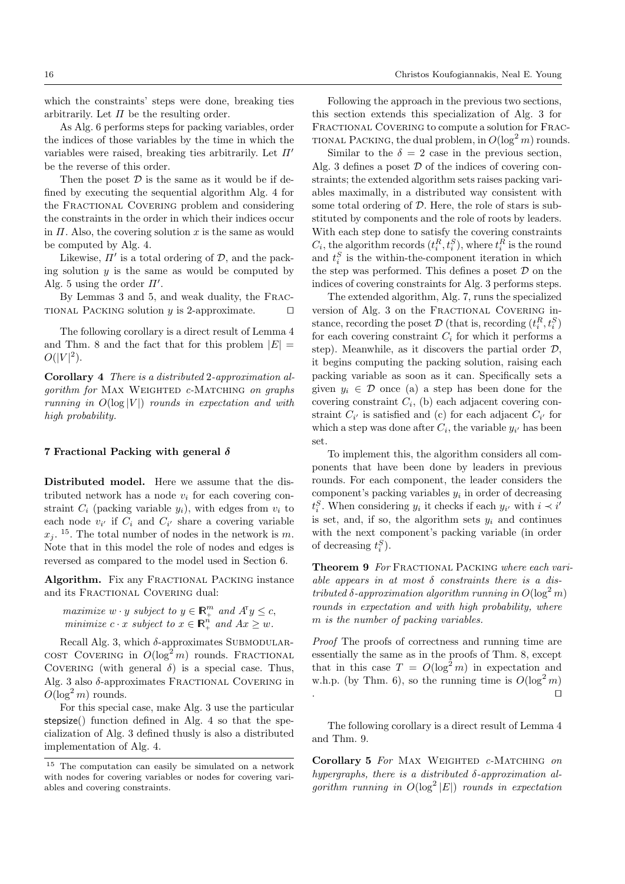which the constraints' steps were done, breaking ties arbitrarily. Let $\Pi$ be the resulting order.

As Alg. 6 performs steps for packing variables, order the indices of those variables by the time in which the variables were raised, breaking ties arbitrarily. Let $\Pi'$ be the reverse of this order.

Then the poset $\mathcal{D}$ is the same as it would be if defined by executing the sequential algorithm Alg. 4 for the Fractional Covering problem and considering the constraints in the order in which their indices occur in $\Pi$. Also, the covering solution $x$ is the same as would be computed by Alg. 4.

Likewise, $\Pi'$ is a total ordering of $\mathcal{D}$, and the packing solution $y$ is the same as would be computed by Alg. 5 using the order $\Pi'$.

By Lemmas 3 and 5, and weak duality, the Fractional Packing solution $y$ is 2-approximate. $\square$

The following corollary is a direct result of Lemma 4 and Thm. 8 and the fact that for this problem $|E| = O(|V|^2)$.

**Corollary 4** *There is a distributed* 2*-approximation algorithm for* Max Weighted $c$-Matching *on graphs running in* $O(\log |V|)$ *rounds in expectation and with high probability.*

### 7 Fractional Packing with general $\delta$

**Distributed model.** Here we assume that the distributed network has a node $v_i$ for each covering constraint $C_i$ (packing variable $y_i$), with edges from $v_i$ to each node $v_{i'}$ if $C_i$ and $C_{i'}$ share a covering variable $x_j$. [15]. The total number of nodes in the network is $m$. Note that in this model the role of nodes and edges is reversed as compared to the model used in Section 6.

**Algorithm.** Fix any Fractional Packing instance and its Fractional Covering dual:

*maximize* $w \cdot y$ *subject to* $y \in \mathbb{R}^m_+$ *and* $A^{\mathsf{T}} y \leq c$,
*minimize* $c \cdot x$ *subject to* $x \in \mathbb{R}^n_+$ *and* $Ax \geq w$.

Recall Alg. 3, which $\delta$-approximates Submodular-cost Covering in $O(\log^2 m)$ rounds. Fractional Covering (with general $\delta$) is a special case. Thus, Alg. 3 also $\delta$-approximates Fractional Covering in $O(\log^2 m)$ rounds.

For this special case, make Alg. 3 use the particular stepsize() function defined in Alg. 4 so that the specialization of Alg. 3 defined thusly is also a distributed implementation of Alg. 4.

Following the approach in the previous two sections, this section extends this specialization of Alg. 3 for Fractional Covering to compute a solution for Fractional Packing, the dual problem, in $O(\log^2 m)$ rounds.

Similar to the $\delta = 2$ case in the previous section, Alg. 3 defines a poset $\mathcal{D}$ of the indices of covering constraints; the extended algorithm sets raises packing variables maximally, in a distributed way consistent with some total ordering of $\mathcal{D}$. Here, the role of stars is substituted by components and the role of roots by leaders. With each step done to satisfy the covering constraints $C_i$, the algorithm records $(t^R_i, t^S_i)$, where $t^R_i$ is the round and $t^S_i$ is the within-the-component iteration in which the step was performed. This defines a poset $\mathcal{D}$ on the indices of covering constraints for Alg. 3 performs steps.

The extended algorithm, Alg. 7, runs the specialized version of Alg. 3 on the Fractional Covering instance, recording the poset $\mathcal{D}$ (that is, recording $(t^R_i, t^S_i)$ for each covering constraint $C_i$ for which it performs a step). Meanwhile, as it discovers the partial order $\mathcal{D}$, it begins computing the packing solution, raising each packing variable as soon as it can. Specifically sets a given $y_i \in \mathcal{D}$ once (a) a step has been done for the covering constraint $C_i$, (b) each adjacent covering constraint $C_{i'}$ is satisfied and (c) for each adjacent $C_{i'}$ for which a step was done after $C_i$, the variable $y_{i'}$ has been set.

To implement this, the algorithm considers all components that have been done by leaders in previous rounds. For each component, the leader considers the component's packing variables $y_i$ in order of decreasing $t^S_i$. When considering $y_i$ it checks if each $y_{i'}$ with $i \prec i'$ is set, and, if so, the algorithm sets $y_i$ and continues with the next component's packing variable (in order of decreasing $t^S_i$).

**Theorem 9** *For* Fractional Packing *where each variable appears in at most $\delta$ constraints there is a distributed $\delta$-approximation algorithm running in $O(\log^2 m)$ rounds in expectation and with high probability, where $m$ is the number of packing variables.*

*Proof* The proofs of correctness and running time are essentially the same as in the proofs of Thm. 8, except that in this case $T = O(\log^2 m)$ in expectation and w.h.p. (by Thm. 6), so the running time is $O(\log^2 m)$ . $\square$

The following corollary is a direct result of Lemma 4 and Thm. 9.

**Corollary 5** *For* Max Weighted $c$-Matching *on hypergraphs, there is a distributed $\delta$-approximation algorithm running in $O(\log^2 |E|)$ rounds in expectation*

[15] The computation can easily be simulated on a network with nodes for covering variables or nodes for covering variables and covering constraints.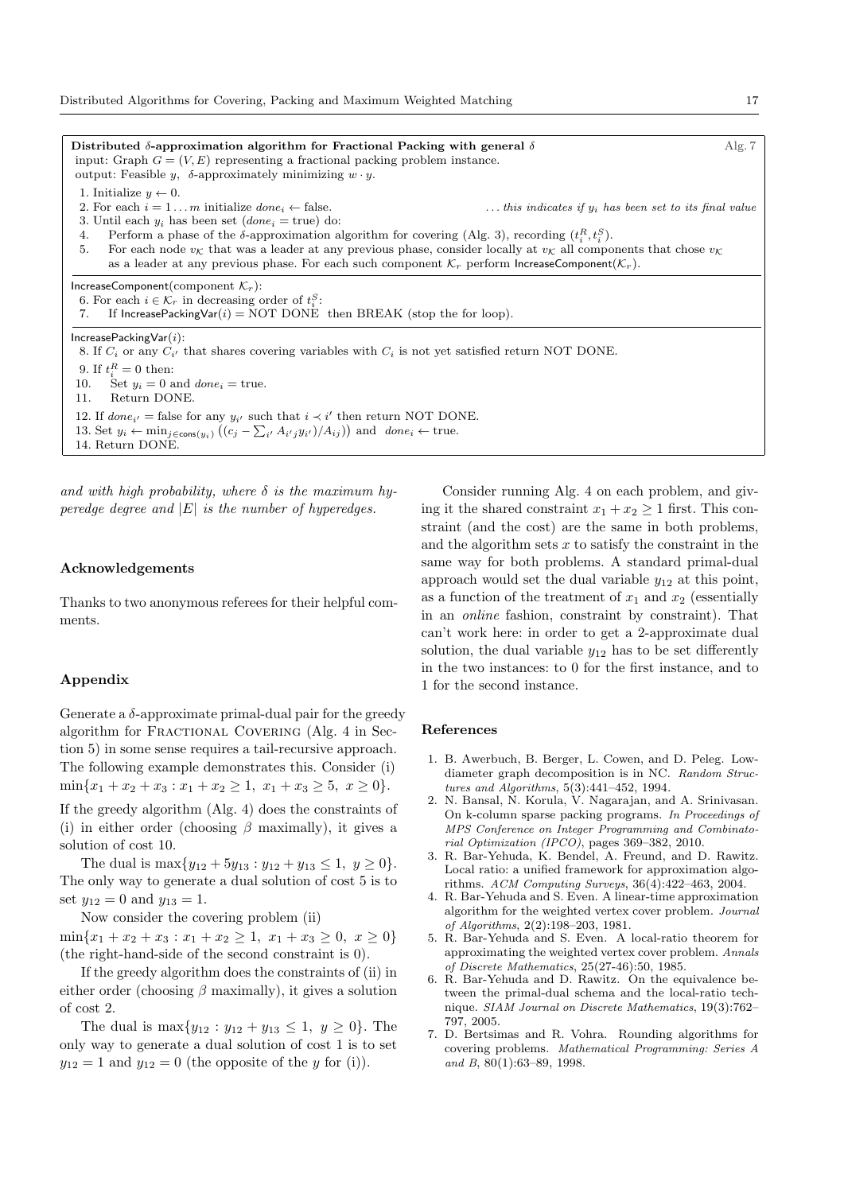```
Distributed δ-approximation algorithm for Fractional Packing with general δ                    Alg. 7
input: Graph G = (V, E) representing a fractional packing problem instance.
output: Feasible y, δ-approximately minimizing w · y.
1. Initialize y ← 0.
2. For each i = 1 . . . m initialize done_i ← false.        . . . this indicates if y_i has been set to its final value
3. Until each y_i has been set (done_i = true) do:
4.    Perform a phase of the δ-approximation algorithm for covering (Alg. 3), recording (t_i^R, t_i^S).
5.    For each node v_K that was a leader at any previous phase, consider locally at v_K all components that chose v_K
      as a leader at any previous phase. For each such component K_r perform IncreaseComponent(K_r).

IncreaseComponent(component K_r):
6. For each i ∈ K_r in decreasing order of t_i^S:
7.    If IncreasePackingVar(i) = NOT DONE then BREAK (stop the for loop).

IncreasePackingVar(i):
8. If C_i or any C_i' that shares covering variables with C_i is not yet satisfied return NOT DONE.
9. If t_i^R = 0 then:
10.   Set y_i = 0 and done_i = true.
11.   Return DONE.
12. If done_i' = false for any y_i' such that i ≺ i' then return NOT DONE.
13. Set y_i ← min_{j∈cons(y_i)} ((c_j − Σ_i' A_i'j y_i')/A_ij) and done_i ← true.
14. Return DONE.
```

*and with high probability, where $\delta$ is the maximum hyperedge degree and $|E|$ is the number of hyperedges.*

### Acknowledgements

Thanks to two anonymous referees for their helpful comments.

### Appendix

Generate a $\delta$-approximate primal-dual pair for the greedy algorithm for Fractional Covering (Alg. 4 in Section 5) in some sense requires a tail-recursive approach. The following example demonstrates this. Consider (i) $\min\{x_1 + x_2 + x_3 : x_1 + x_2 \geq 1,\ x_1 + x_3 \geq 5,\ x \geq 0\}$.

If the greedy algorithm (Alg. 4) does the constraints of (i) in either order (choosing $\beta$ maximally), it gives a solution of cost 10.

The dual is $\max\{y_{12} + 5y_{13} : y_{12} + y_{13} \leq 1,\ y \geq 0\}$. The only way to generate a dual solution of cost 5 is to set $y_{12} = 0$ and $y_{13} = 1$.

Now consider the covering problem (ii) $\min\{x_1 + x_2 + x_3 : x_1 + x_2 \geq 1,\ x_1 + x_3 \geq 0,\ x \geq 0\}$ (the right-hand-side of the second constraint is 0).

If the greedy algorithm does the constraints of (ii) in either order (choosing $\beta$ maximally), it gives a solution of cost 2.

The dual is $\max\{y_{12} : y_{12} + y_{13} \leq 1,\ y \geq 0\}$. The only way to generate a dual solution of cost 1 is to set $y_{12} = 1$ and $y_{12} = 0$ (the opposite of the $y$ for (i)).

Consider running Alg. 4 on each problem, and giving it the shared constraint $x_1 + x_2 \geq 1$ first. This constraint (and the cost) are the same in both problems, and the algorithm sets $x$ to satisfy the constraint in the same way for both problems. A standard primal-dual approach would set the dual variable $y_{12}$ at this point, as a function of the treatment of $x_1$ and $x_2$ (essentially in an *online* fashion, constraint by constraint). That can't work here: in order to get a 2-approximate dual solution, the dual variable $y_{12}$ has to be set differently in the two instances: to 0 for the first instance, and to 1 for the second instance.

### References

1. B. Awerbuch, B. Berger, L. Cowen, and D. Peleg. Low-diameter graph decomposition is in NC. *Random Structures and Algorithms*, 5(3):441–452, 1994.
2. N. Bansal, N. Korula, V. Nagarajan, and A. Srinivasan. On k-column sparse packing programs. *In Proceedings of MPS Conference on Integer Programming and Combinatorial Optimization (IPCO)*, pages 369–382, 2010.
3. R. Bar-Yehuda, K. Bendel, A. Freund, and D. Rawitz. Local ratio: a unified framework for approximation algorithms. *ACM Computing Surveys*, 36(4):422–463, 2004.
4. R. Bar-Yehuda and S. Even. A linear-time approximation algorithm for the weighted vertex cover problem. *Journal of Algorithms*, 2(2):198–203, 1981.
5. R. Bar-Yehuda and S. Even. A local-ratio theorem for approximating the weighted vertex cover problem. *Annals of Discrete Mathematics*, 25(27-46):50, 1985.
6. R. Bar-Yehuda and D. Rawitz. On the equivalence between the primal-dual schema and the local-ratio technique. *SIAM Journal on Discrete Mathematics*, 19(3):762–797, 2005.
7. D. Bertsimas and R. Vohra. Rounding algorithms for covering problems. *Mathematical Programming: Series A and B*, 80(1):63–89, 1998.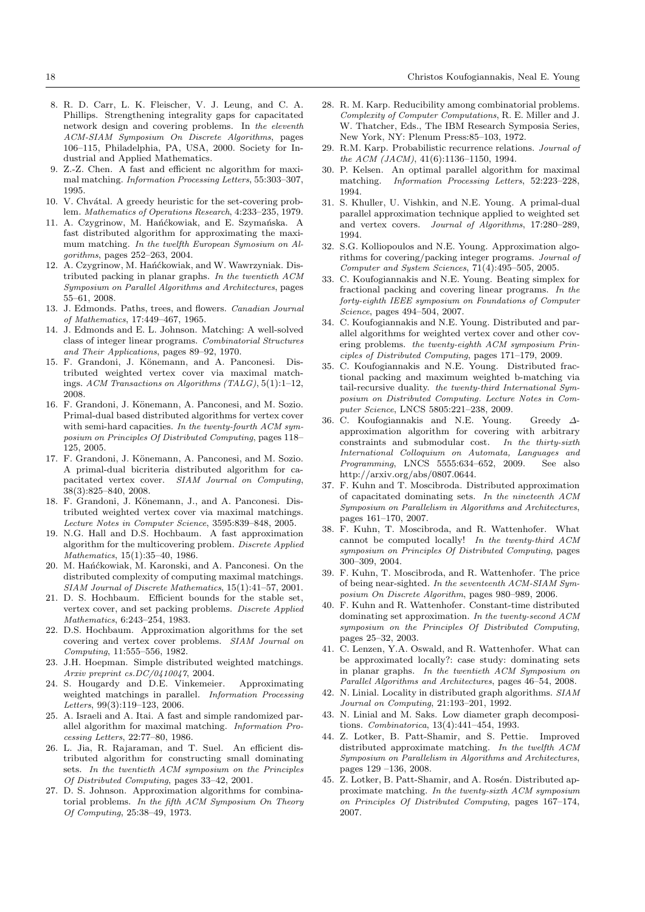8. R. D. Carr, L. K. Fleischer, V. J. Leung, and C. A. Phillips. Strengthening integrality gaps for capacitated network design and covering problems. In *the eleventh ACM-SIAM Symposium On Discrete Algorithms*, pages 106–115, Philadelphia, PA, USA, 2000. Society for Industrial and Applied Mathematics.
9. Z.-Z. Chen. A fast and efficient nc algorithm for maximal matching. *Information Processing Letters*, 55:303–307, 1995.
10. V. Chvátal. A greedy heuristic for the set-covering problem. *Mathematics of Operations Research*, 4:233–235, 1979.
11. A. Czygrinow, M. Hańćkowiak, and E. Szymańska. A fast distributed algorithm for approximating the maximum matching. *In the twelfth European Symosium on Algorithms*, pages 252–263, 2004.
12. A. Czygrinow, M. Hańćkowiak, and W. Wawrzyniak. Distributed packing in planar graphs. *In the twentieth ACM Symposium on Parallel Algorithms and Architectures*, pages 55–61, 2008.
13. J. Edmonds. Paths, trees, and flowers. *Canadian Journal of Mathematics*, 17:449–467, 1965.
14. J. Edmonds and E. L. Johnson. Matching: A well-solved class of integer linear programs. *Combinatorial Structures and Their Applications*, pages 89–92, 1970.
15. F. Grandoni, J. Könemann, and A. Panconesi. Distributed weighted vertex cover via maximal matchings. *ACM Transactions on Algorithms (TALG)*, 5(1):1–12, 2008.
16. F. Grandoni, J. Könemann, A. Panconesi, and M. Sozio. Primal-dual based distributed algorithms for vertex cover with semi-hard capacities. *In the twenty-fourth ACM symposium on Principles Of Distributed Computing*, pages 118–125, 2005.
17. F. Grandoni, J. Könemann, A. Panconesi, and M. Sozio. A primal-dual bicriteria distributed algorithm for capacitated vertex cover. *SIAM Journal on Computing*, 38(3):825–840, 2008.
18. F. Grandoni, J. Könemann, J., and A. Panconesi. Distributed weighted vertex cover via maximal matchings. *Lecture Notes in Computer Science*, 3595:839–848, 2005.
19. N.G. Hall and D.S. Hochbaum. A fast approximation algorithm for the multicovering problem. *Discrete Applied Mathematics*, 15(1):35–40, 1986.
20. M. Hańćkowiak, M. Karonski, and A. Panconesi. On the distributed complexity of computing maximal matchings. *SIAM Journal of Discrete Mathematics*, 15(1):41–57, 2001.
21. D. S. Hochbaum. Efficient bounds for the stable set, vertex cover, and set packing problems. *Discrete Applied Mathematics*, 6:243–254, 1983.
22. D.S. Hochbaum. Approximation algorithms for the set covering and vertex cover problems. *SIAM Journal on Computing*, 11:555–556, 1982.
23. J.H. Hoepman. Simple distributed weighted matchings. *Arxiv preprint cs.DC/0410047*, 2004.
24. S. Hougardy and D.E. Vinkemeier. Approximating weighted matchings in parallel. *Information Processing Letters*, 99(3):119–123, 2006.
25. A. Israeli and A. Itai. A fast and simple randomized parallel algorithm for maximal matching. *Information Processing Letters*, 22:77–80, 1986.
26. L. Jia, R. Rajaraman, and T. Suel. An efficient distributed algorithm for constructing small dominating sets. *In the twentieth ACM symposium on the Principles Of Distributed Computing*, pages 33–42, 2001.
27. D. S. Johnson. Approximation algorithms for combinatorial problems. *In the fifth ACM Symposium On Theory Of Computing*, 25:38–49, 1973.
28. R. M. Karp. Reducibility among combinatorial problems. *Complexity of Computer Computations*, R. E. Miller and J. W. Thatcher, Eds., The IBM Research Symposia Series, New York, NY: Plenum Press:85–103, 1972.
29. R.M. Karp. Probabilistic recurrence relations. *Journal of the ACM (JACM)*, 41(6):1136–1150, 1994.
30. P. Kelsen. An optimal parallel algorithm for maximal matching. *Information Processing Letters*, 52:223–228, 1994.
31. S. Khuller, U. Vishkin, and N.E. Young. A primal-dual parallel approximation technique applied to weighted set and vertex covers. *Journal of Algorithms*, 17:280–289, 1994.
32. S.G. Kolliopoulos and N.E. Young. Approximation algorithms for covering/packing integer programs. *Journal of Computer and System Sciences*, 71(4):495–505, 2005.
33. C. Koufogiannakis and N.E. Young. Beating simplex for fractional packing and covering linear programs. *In the forty-eighth IEEE symposium on Foundations of Computer Science*, pages 494–504, 2007.
34. C. Koufogiannakis and N.E. Young. Distributed and parallel algorithms for weighted vertex cover and other covering problems. *the twenty-eighth ACM symposium Principles of Distributed Computing*, pages 171–179, 2009.
35. C. Koufogiannakis and N.E. Young. Distributed fractional packing and maximum weighted b-matching via tail-recursive duality. *the twenty-third International Symposium on Distributed Computing. Lecture Notes in Computer Science*, LNCS 5805:221–238, 2009.
36. C. Koufogiannakis and N.E. Young. Greedy $\Delta$-approximation algorithm for covering with arbitrary constraints and submodular cost. *In the thirty-sixth International Colloquium on Automata, Languages and Programming*, LNCS 5555:634–652, 2009. See also http://arxiv.org/abs/0807.0644.
37. F. Kuhn and T. Moscibroda. Distributed approximation of capacitated dominating sets. *In the nineteenth ACM Symposium on Parallelism in Algorithms and Architectures*, pages 161–170, 2007.
38. F. Kuhn, T. Moscibroda, and R. Wattenhofer. What cannot be computed locally! *In the twenty-third ACM symposium on Principles Of Distributed Computing*, pages 300–309, 2004.
39. F. Kuhn, T. Moscibroda, and R. Wattenhofer. The price of being near-sighted. *In the seventeenth ACM-SIAM Symposium On Discrete Algorithm*, pages 980–989, 2006.
40. F. Kuhn and R. Wattenhofer. Constant-time distributed dominating set approximation. *In the twenty-second ACM symposium on the Principles Of Distributed Computing*, pages 25–32, 2003.
41. C. Lenzen, Y.A. Oswald, and R. Wattenhofer. What can be approximated locally?: case study: dominating sets in planar graphs. *In the twentieth ACM Symposium on Parallel Algorithms and Architectures*, pages 46–54, 2008.
42. N. Linial. Locality in distributed graph algorithms. *SIAM Journal on Computing*, 21:193–201, 1992.
43. N. Linial and M. Saks. Low diameter graph decompositions. *Combinatorica*, 13(4):441–454, 1993.
44. Z. Lotker, B. Patt-Shamir, and S. Pettie. Improved distributed approximate matching. *In the twelfth ACM Symposium on Parallelism in Algorithms and Architectures*, pages 129 –136, 2008.
45. Z. Lotker, B. Patt-Shamir, and A. Rosén. Distributed approximate matching. *In the twenty-sixth ACM symposium on Principles Of Distributed Computing*, pages 167–174, 2007.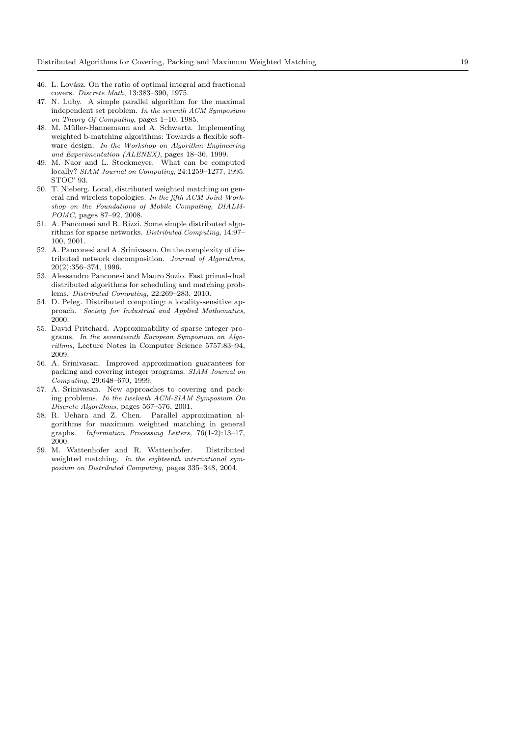46. L. Lovász. On the ratio of optimal integral and fractional covers. *Discrete Math*, 13:383–390, 1975.
47. N. Luby. A simple parallel algorithm for the maximal independent set problem. *In the seventh ACM Symposium on Theory Of Computing*, pages 1–10, 1985.
48. M. Müller-Hannemann and A. Schwartz. Implementing weighted b-matching algorithms: Towards a flexible software design. *In the Workshop on Algorithm Engineering and Experimentation (ALENEX)*, pages 18–36, 1999.
49. M. Naor and L. Stockmeyer. What can be computed locally? *SIAM Journal on Computing*, 24:1259–1277, 1995. STOC' 93.
50. T. Nieberg. Local, distributed weighted matching on general and wireless topologies. *In the fifth ACM Joint Workshop on the Foundations of Mobile Computing, DIALM-POMC*, pages 87–92, 2008.
51. A. Panconesi and R. Rizzi. Some simple distributed algorithms for sparse networks. *Distributed Computing*, 14:97–100, 2001.
52. A. Panconesi and A. Srinivasan. On the complexity of distributed network decomposition. *Journal of Algorithms*, 20(2):356–374, 1996.
53. Alessandro Panconesi and Mauro Sozio. Fast primal-dual distributed algorithms for scheduling and matching problems. *Distributed Computing*, 22:269–283, 2010.
54. D. Peleg. Distributed computing: a locality-sensitive approach. *Society for Industrial and Applied Mathematics*, 2000.
55. David Pritchard. Approximability of sparse integer programs. *In the seventeenth European Symposium on Algorithms*, Lecture Notes in Computer Science 5757:83–94, 2009.
56. A. Srinivasan. Improved approximation guarantees for packing and covering integer programs. *SIAM Journal on Computing*, 29:648–670, 1999.
57. A. Srinivasan. New approaches to covering and packing problems. *In the twelveth ACM-SIAM Symposium On Discrete Algorithms*, pages 567–576, 2001.
58. R. Uehara and Z. Chen. Parallel approximation algorithms for maximum weighted matching in general graphs. *Information Processing Letters*, 76(1-2):13–17, 2000.
59. M. Wattenhofer and R. Wattenhofer. Distributed weighted matching. *In the eighteenth international symposium on Distributed Computing*, pages 335–348, 2004.